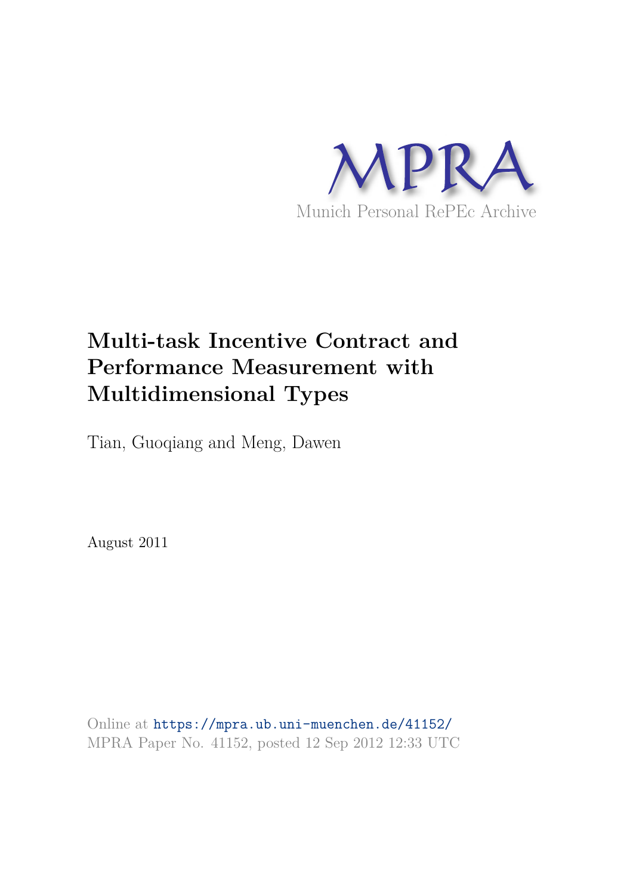MPRA

Munich Personal RePEc Archive

# Multi-task Incentive Contract and Performance Measurement with Multidimensional Types

Tian, Guoqiang and Meng, Dawen

August 2011

Online at https://mpra.ub.uni-muenchen.de/41152/
MPRA Paper No. 41152, posted 12 Sep 2012 12:33 UTC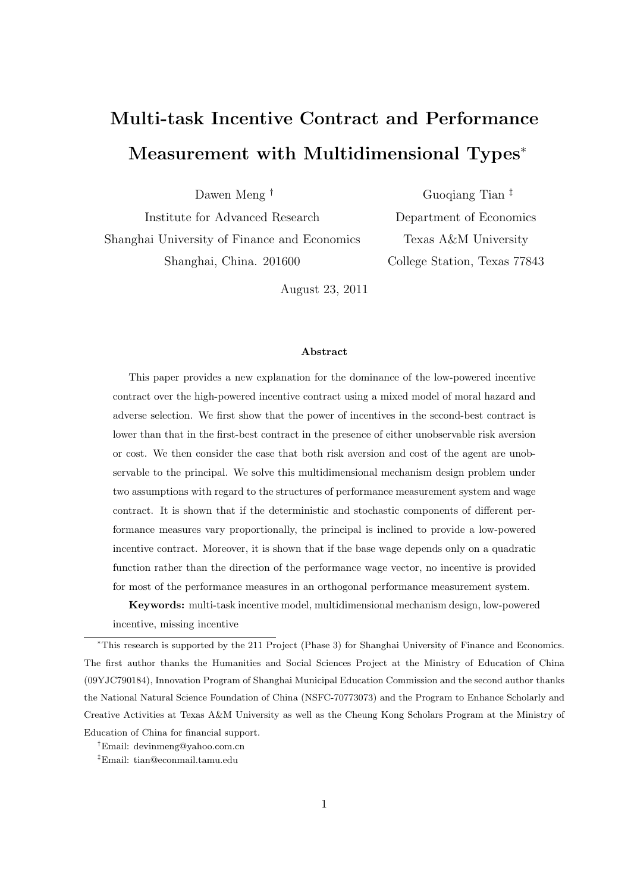# Multi-task Incentive Contract and Performance Measurement with Multidimensional Types*

Dawen Meng †
Institute for Advanced Research
Shanghai University of Finance and Economics
Shanghai, China. 201600

Guoqiang Tian ‡
Department of Economics
Texas A&M University
College Station, Texas 77843

August 23, 2011

### Abstract

This paper provides a new explanation for the dominance of the low-powered incentive contract over the high-powered incentive contract using a mixed model of moral hazard and adverse selection. We first show that the power of incentives in the second-best contract is lower than that in the first-best contract in the presence of either unobservable risk aversion or cost. We then consider the case that both risk aversion and cost of the agent are unobservable to the principal. We solve this multidimensional mechanism design problem under two assumptions with regard to the structures of performance measurement system and wage contract. It is shown that if the deterministic and stochastic components of different performance measures vary proportionally, the principal is inclined to provide a low-powered incentive contract. Moreover, it is shown that if the base wage depends only on a quadratic function rather than the direction of the performance wage vector, no incentive is provided for most of the performance measures in an orthogonal performance measurement system.

**Keywords:** multi-task incentive model, multidimensional mechanism design, low-powered incentive, missing incentive

---

*This research is supported by the 211 Project (Phase 3) for Shanghai University of Finance and Economics. The first author thanks the Humanities and Social Sciences Project at the Ministry of Education of China (09YJC790184), Innovation Program of Shanghai Municipal Education Commission and the second author thanks the National Natural Science Foundation of China (NSFC-70773073) and the Program to Enhance Scholarly and Creative Activities at Texas A&M University as well as the Cheung Kong Scholars Program at the Ministry of Education of China for financial support.

†Email: devinmeng@yahoo.com.cn

‡Email: tian@econmail.tamu.edu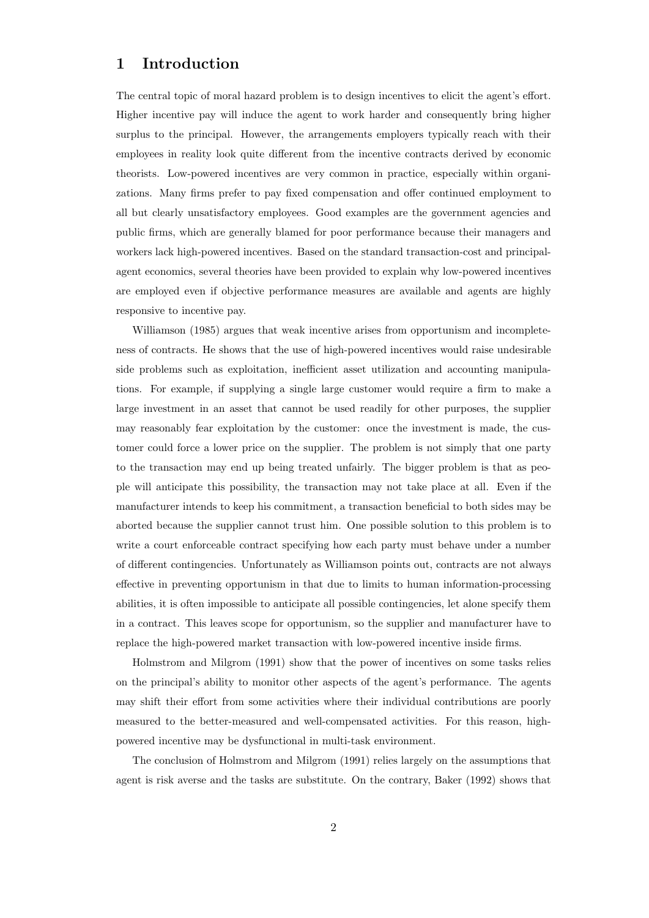# 1 Introduction

The central topic of moral hazard problem is to design incentives to elicit the agent's effort. Higher incentive pay will induce the agent to work harder and consequently bring higher surplus to the principal. However, the arrangements employers typically reach with their employees in reality look quite different from the incentive contracts derived by economic theorists. Low-powered incentives are very common in practice, especially within organizations. Many firms prefer to pay fixed compensation and offer continued employment to all but clearly unsatisfactory employees. Good examples are the government agencies and public firms, which are generally blamed for poor performance because their managers and workers lack high-powered incentives. Based on the standard transaction-cost and principal-agent economics, several theories have been provided to explain why low-powered incentives are employed even if objective performance measures are available and agents are highly responsive to incentive pay.

Williamson (1985) argues that weak incentive arises from opportunism and incompleteness of contracts. He shows that the use of high-powered incentives would raise undesirable side problems such as exploitation, inefficient asset utilization and accounting manipulations. For example, if supplying a single large customer would require a firm to make a large investment in an asset that cannot be used readily for other purposes, the supplier may reasonably fear exploitation by the customer: once the investment is made, the customer could force a lower price on the supplier. The problem is not simply that one party to the transaction may end up being treated unfairly. The bigger problem is that as people will anticipate this possibility, the transaction may not take place at all. Even if the manufacturer intends to keep his commitment, a transaction beneficial to both sides may be aborted because the supplier cannot trust him. One possible solution to this problem is to write a court enforceable contract specifying how each party must behave under a number of different contingencies. Unfortunately as Williamson points out, contracts are not always effective in preventing opportunism in that due to limits to human information-processing abilities, it is often impossible to anticipate all possible contingencies, let alone specify them in a contract. This leaves scope for opportunism, so the supplier and manufacturer have to replace the high-powered market transaction with low-powered incentive inside firms.

Holmstrom and Milgrom (1991) show that the power of incentives on some tasks relies on the principal's ability to monitor other aspects of the agent's performance. The agents may shift their effort from some activities where their individual contributions are poorly measured to the better-measured and well-compensated activities. For this reason, high-powered incentive may be dysfunctional in multi-task environment.

The conclusion of Holmstrom and Milgrom (1991) relies largely on the assumptions that agent is risk averse and the tasks are substitute. On the contrary, Baker (1992) shows that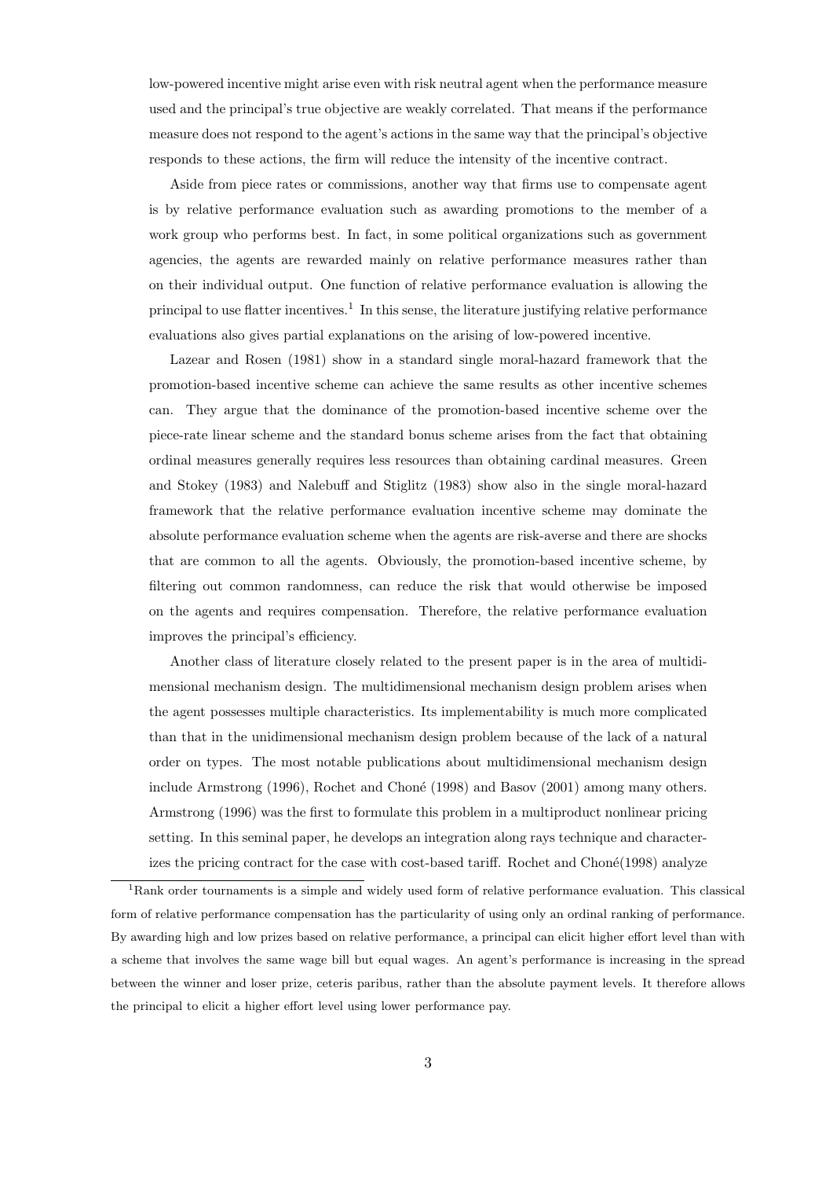low-powered incentive might arise even with risk neutral agent when the performance measure used and the principal's true objective are weakly correlated. That means if the performance measure does not respond to the agent's actions in the same way that the principal's objective responds to these actions, the firm will reduce the intensity of the incentive contract.

Aside from piece rates or commissions, another way that firms use to compensate agent is by relative performance evaluation such as awarding promotions to the member of a work group who performs best. In fact, in some political organizations such as government agencies, the agents are rewarded mainly on relative performance measures rather than on their individual output. One function of relative performance evaluation is allowing the principal to use flatter incentives.[1] In this sense, the literature justifying relative performance evaluations also gives partial explanations on the arising of low-powered incentive.

Lazear and Rosen (1981) show in a standard single moral-hazard framework that the promotion-based incentive scheme can achieve the same results as other incentive schemes can. They argue that the dominance of the promotion-based incentive scheme over the piece-rate linear scheme and the standard bonus scheme arises from the fact that obtaining ordinal measures generally requires less resources than obtaining cardinal measures. Green and Stokey (1983) and Nalebuff and Stiglitz (1983) show also in the single moral-hazard framework that the relative performance evaluation incentive scheme may dominate the absolute performance evaluation scheme when the agents are risk-averse and there are shocks that are common to all the agents. Obviously, the promotion-based incentive scheme, by filtering out common randomness, can reduce the risk that would otherwise be imposed on the agents and requires compensation. Therefore, the relative performance evaluation improves the principal's efficiency.

Another class of literature closely related to the present paper is in the area of multidimensional mechanism design. The multidimensional mechanism design problem arises when the agent possesses multiple characteristics. Its implementability is much more complicated than that in the unidimensional mechanism design problem because of the lack of a natural order on types. The most notable publications about multidimensional mechanism design include Armstrong (1996), Rochet and Choné (1998) and Basov (2001) among many others. Armstrong (1996) was the first to formulate this problem in a multiproduct nonlinear pricing setting. In this seminal paper, he develops an integration along rays technique and characterizes the pricing contract for the case with cost-based tariff. Rochet and Choné(1998) analyze

[1] Rank order tournaments is a simple and widely used form of relative performance evaluation. This classical form of relative performance compensation has the particularity of using only an ordinal ranking of performance. By awarding high and low prizes based on relative performance, a principal can elicit higher effort level than with a scheme that involves the same wage bill but equal wages. An agent's performance is increasing in the spread between the winner and loser prize, ceteris paribus, rather than the absolute payment levels. It therefore allows the principal to elicit a higher effort level using lower performance pay.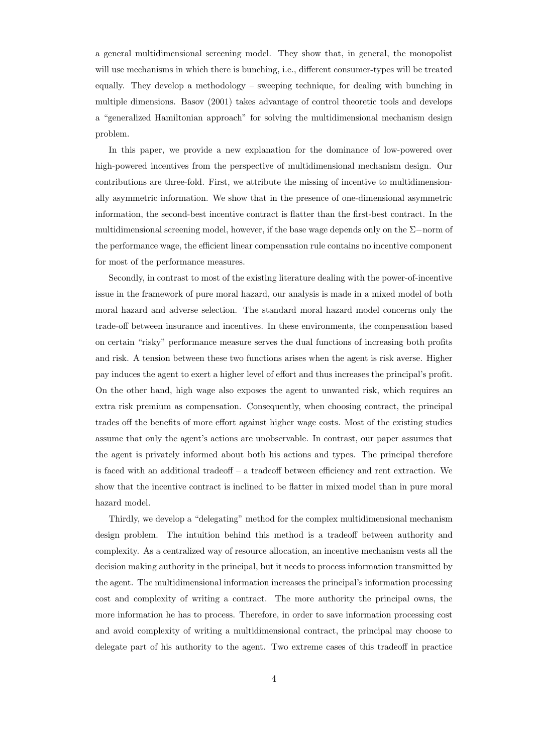a general multidimensional screening model. They show that, in general, the monopolist will use mechanisms in which there is bunching, i.e., different consumer-types will be treated equally. They develop a methodology – sweeping technique, for dealing with bunching in multiple dimensions. Basov (2001) takes advantage of control theoretic tools and develops a "generalized Hamiltonian approach" for solving the multidimensional mechanism design problem.

In this paper, we provide a new explanation for the dominance of low-powered over high-powered incentives from the perspective of multidimensional mechanism design. Our contributions are three-fold. First, we attribute the missing of incentive to multidimensionally asymmetric information. We show that in the presence of one-dimensional asymmetric information, the second-best incentive contract is flatter than the first-best contract. In the multidimensional screening model, however, if the base wage depends only on the $\Sigma-$norm of the performance wage, the efficient linear compensation rule contains no incentive component for most of the performance measures.

Secondly, in contrast to most of the existing literature dealing with the power-of-incentive issue in the framework of pure moral hazard, our analysis is made in a mixed model of both moral hazard and adverse selection. The standard moral hazard model concerns only the trade-off between insurance and incentives. In these environments, the compensation based on certain "risky" performance measure serves the dual functions of increasing both profits and risk. A tension between these two functions arises when the agent is risk averse. Higher pay induces the agent to exert a higher level of effort and thus increases the principal's profit. On the other hand, high wage also exposes the agent to unwanted risk, which requires an extra risk premium as compensation. Consequently, when choosing contract, the principal trades off the benefits of more effort against higher wage costs. Most of the existing studies assume that only the agent's actions are unobservable. In contrast, our paper assumes that the agent is privately informed about both his actions and types. The principal therefore is faced with an additional tradeoff – a tradeoff between efficiency and rent extraction. We show that the incentive contract is inclined to be flatter in mixed model than in pure moral hazard model.

Thirdly, we develop a "delegating" method for the complex multidimensional mechanism design problem. The intuition behind this method is a tradeoff between authority and complexity. As a centralized way of resource allocation, an incentive mechanism vests all the decision making authority in the principal, but it needs to process information transmitted by the agent. The multidimensional information increases the principal's information processing cost and complexity of writing a contract. The more authority the principal owns, the more information he has to process. Therefore, in order to save information processing cost and avoid complexity of writing a multidimensional contract, the principal may choose to delegate part of his authority to the agent. Two extreme cases of this tradeoff in practice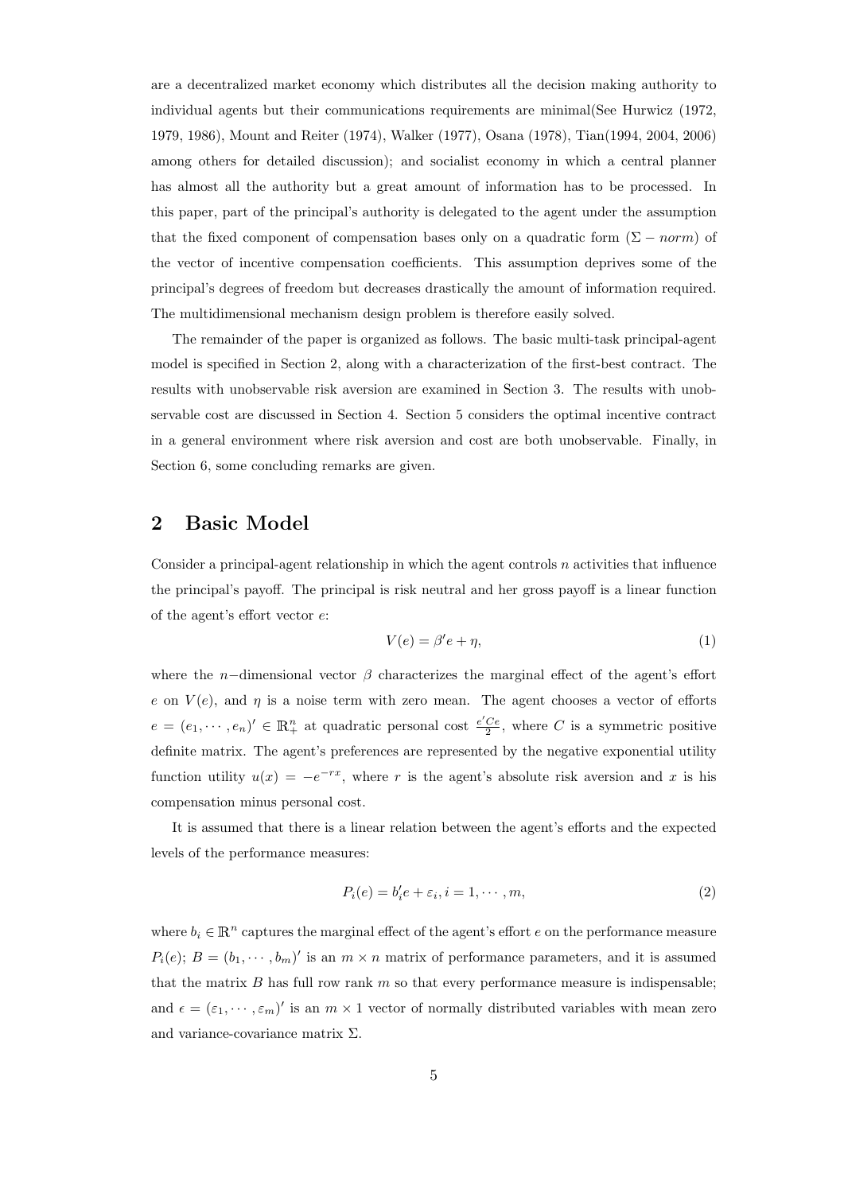are a decentralized market economy which distributes all the decision making authority to individual agents but their communications requirements are minimal(See Hurwicz (1972, 1979, 1986), Mount and Reiter (1974), Walker (1977), Osana (1978), Tian(1994, 2004, 2006) among others for detailed discussion); and socialist economy in which a central planner has almost all the authority but a great amount of information has to be processed. In this paper, part of the principal's authority is delegated to the agent under the assumption that the fixed component of compensation bases only on a quadratic form ($\Sigma - norm$) of the vector of incentive compensation coefficients. This assumption deprives some of the principal's degrees of freedom but decreases drastically the amount of information required. The multidimensional mechanism design problem is therefore easily solved.

The remainder of the paper is organized as follows. The basic multi-task principal-agent model is specified in Section 2, along with a characterization of the first-best contract. The results with unobservable risk aversion are examined in Section 3. The results with unobservable cost are discussed in Section 4. Section 5 considers the optimal incentive contract in a general environment where risk aversion and cost are both unobservable. Finally, in Section 6, some concluding remarks are given.

## 2 Basic Model

Consider a principal-agent relationship in which the agent controls $n$ activities that influence the principal's payoff. The principal is risk neutral and her gross payoff is a linear function of the agent's effort vector $e$:

$$V(e) = \beta' e + \eta, \tag{1}$$

where the $n-$dimensional vector $\beta$ characterizes the marginal effect of the agent's effort $e$ on $V(e)$, and $\eta$ is a noise term with zero mean. The agent chooses a vector of efforts $e = (e_1, \cdots, e_n)' \in \mathbb{R}^n_+$ at quadratic personal cost $\frac{e'Ce}{2}$, where $C$ is a symmetric positive definite matrix. The agent's preferences are represented by the negative exponential utility function utility $u(x) = -e^{-rx}$, where $r$ is the agent's absolute risk aversion and $x$ is his compensation minus personal cost.

It is assumed that there is a linear relation between the agent's efforts and the expected levels of the performance measures:

$$P_i(e) = b_i' e + \varepsilon_i, i = 1, \cdots, m, \tag{2}$$

where $b_i \in \mathbb{R}^n$ captures the marginal effect of the agent's effort $e$ on the performance measure $P_i(e)$; $B = (b_1, \cdots, b_m)'$ is an $m \times n$ matrix of performance parameters, and it is assumed that the matrix $B$ has full row rank $m$ so that every performance measure is indispensable; and $\epsilon = (\varepsilon_1, \cdots, \varepsilon_m)'$ is an $m \times 1$ vector of normally distributed variables with mean zero and variance-covariance matrix $\Sigma$.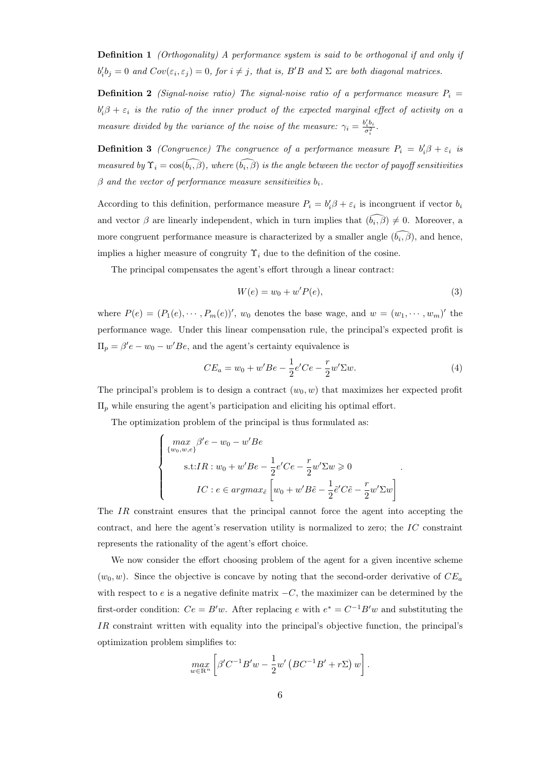**Definition 1** *(Orthogonality) A performance system is said to be orthogonal if and only if $b_i'b_j = 0$ and $Cov(\varepsilon_i, \varepsilon_j) = 0$, for $i \neq j$, that is, $B'B$ and $\Sigma$ are both diagonal matrices.*

**Definition 2** *(Signal-noise ratio) The signal-noise ratio of a performance measure $P_i = b_i'\beta + \varepsilon_i$ is the ratio of the inner product of the expected marginal effect of activity on a measure divided by the variance of the noise of the measure: $\gamma_i = \frac{b_i'b_i}{\sigma_i^2}$.*

**Definition 3** *(Congruence) The congruence of a performance measure $P_i = b_i'\beta + \varepsilon_i$ is measured by $\Upsilon_i = \cos(\widehat{b_i, \beta})$, where $(\widehat{b_i, \beta})$ is the angle between the vector of payoff sensitivities $\beta$ and the vector of performance measure sensitivities $b_i$.*

According to this definition, performance measure $P_i = b_i'\beta + \varepsilon_i$ is incongruent if vector $b_i$ and vector $\beta$ are linearly independent, which in turn implies that $(\widehat{b_i, \beta}) \neq 0$. Moreover, a more congruent performance measure is characterized by a smaller angle $(\widehat{b_i, \beta})$, and hence, implies a higher measure of congruity $\Upsilon_i$ due to the definition of the cosine.

The principal compensates the agent's effort through a linear contract:

$$W(e) = w_0 + w'P(e), \tag{3}$$

where $P(e) = (P_1(e), \cdots, P_m(e))'$, $w_0$ denotes the base wage, and $w = (w_1, \cdots, w_m)'$ the performance wage. Under this linear compensation rule, the principal's expected profit is $\Pi_p = \beta'e - w_0 - w'Be$, and the agent's certainty equivalence is

$$CE_a = w_0 + w'Be - \frac{1}{2}e'Ce - \frac{r}{2}w'\Sigma w. \tag{4}$$

The principal's problem is to design a contract $(w_0, w)$ that maximizes her expected profit $\Pi_p$ while ensuring the agent's participation and eliciting his optimal effort.

The optimization problem of the principal is thus formulated as:

$$\begin{cases} \max\limits_{\{w_0, w, e\}} \beta'e - w_0 - w'Be \\ \quad \text{s.t:} IR: w_0 + w'Be - \dfrac{1}{2}e'Ce - \dfrac{r}{2}w'\Sigma w \geqslant 0 \\ \qquad IC: e \in argmax_{\tilde{e}} \left[ w_0 + w'B\tilde{e} - \dfrac{1}{2}\tilde{e}'C\tilde{e} - \dfrac{r}{2}w'\Sigma w \right] \end{cases}.$$

The $IR$ constraint ensures that the principal cannot force the agent into accepting the contract, and here the agent's reservation utility is normalized to zero; the $IC$ constraint represents the rationality of the agent's effort choice.

We now consider the effort choosing problem of the agent for a given incentive scheme $(w_0, w)$. Since the objective is concave by noting that the second-order derivative of $CE_a$ with respect to $e$ is a negative definite matrix $-C$, the maximizer can be determined by the first-order condition: $Ce = B'w$. After replacing $e$ with $e^* = C^{-1}B'w$ and substituting the $IR$ constraint written with equality into the principal's objective function, the principal's optimization problem simplifies to:

$$\max_{w \in \mathbb{R}^n} \left[ \beta'C^{-1}B'w - \frac{1}{2}w'\left(BC^{-1}B' + r\Sigma\right)w \right].$$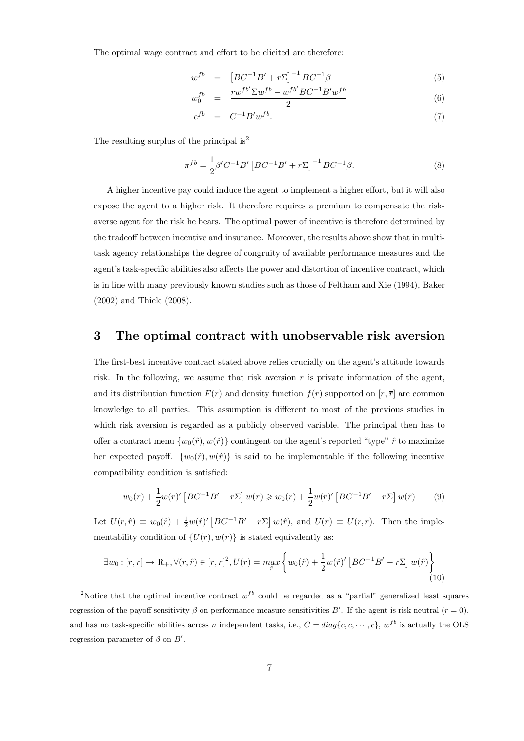The optimal wage contract and effort to be elicited are therefore:

$$w^{fb} = \left[BC^{-1}B' + r\Sigma\right]^{-1} BC^{-1}\beta \tag{5}$$

$$w_0^{fb} = \frac{rw^{fb'}\Sigma w^{fb} - w^{fb'}BC^{-1}B'w^{fb}}{2} \tag{6}$$

$$e^{fb} = C^{-1}B'w^{fb}. \tag{7}$$

The resulting surplus of the principal is[2]

$$\pi^{fb} = \frac{1}{2}\beta' C^{-1}B' \left[BC^{-1}B' + r\Sigma\right]^{-1} BC^{-1}\beta. \tag{8}$$

A higher incentive pay could induce the agent to implement a higher effort, but it will also expose the agent to a higher risk. It therefore requires a premium to compensate the risk-averse agent for the risk he bears. The optimal power of incentive is therefore determined by the tradeoff between incentive and insurance. Moreover, the results above show that in multi-task agency relationships the degree of congruity of available performance measures and the agent's task-specific abilities also affects the power and distortion of incentive contract, which is in line with many previously known studies such as those of Feltham and Xie (1994), Baker (2002) and Thiele (2008).

## 3 The optimal contract with unobservable risk aversion

The first-best incentive contract stated above relies crucially on the agent's attitude towards risk. In the following, we assume that risk aversion $r$ is private information of the agent, and its distribution function $F(r)$ and density function $f(r)$ supported on $[\underline{r}, \overline{r}]$ are common knowledge to all parties. This assumption is different to most of the previous studies in which risk aversion is regarded as a publicly observed variable. The principal then has to offer a contract menu $\{w_0(\hat{r}), w(\hat{r})\}$ contingent on the agent's reported "type" $\hat{r}$ to maximize her expected payoff. $\{w_0(\hat{r}), w(\hat{r})\}$ is said to be implementable if the following incentive compatibility condition is satisfied:

$$w_0(r) + \frac{1}{2}w(r)'\left[BC^{-1}B' - r\Sigma\right]w(r) \geqslant w_0(\hat{r}) + \frac{1}{2}w(\hat{r})'\left[BC^{-1}B' - r\Sigma\right]w(\hat{r}) \tag{9}$$

Let $U(r, \hat{r}) \equiv w_0(\hat{r}) + \frac{1}{2}w(\hat{r})'\left[BC^{-1}B' - r\Sigma\right]w(\hat{r})$, and $U(r) \equiv U(r, r)$. Then the implementability condition of $\{U(r), w(r)\}$ is stated equivalently as:

$$\exists w_0 : [\underline{r}, \overline{r}] \to \mathbb{R}_+, \forall (r, \hat{r}) \in [\underline{r}, \overline{r}]^2, U(r) = \max_{\hat{r}} \left\{ w_0(\hat{r}) + \frac{1}{2}w(\hat{r})'\left[BC^{-1}B' - r\Sigma\right]w(\hat{r}) \right\} \tag{10}$$

---

[2] Notice that the optimal incentive contract $w^{fb}$ could be regarded as a "partial" generalized least squares regression of the payoff sensitivity $\beta$ on performance measure sensitivities $B'$. If the agent is risk neutral ($r = 0$), and has no task-specific abilities across $n$ independent tasks, i.e., $C = diag\{c, c, \cdots, c\}$, $w^{fb}$ is actually the OLS regression parameter of $\beta$ on $B'$.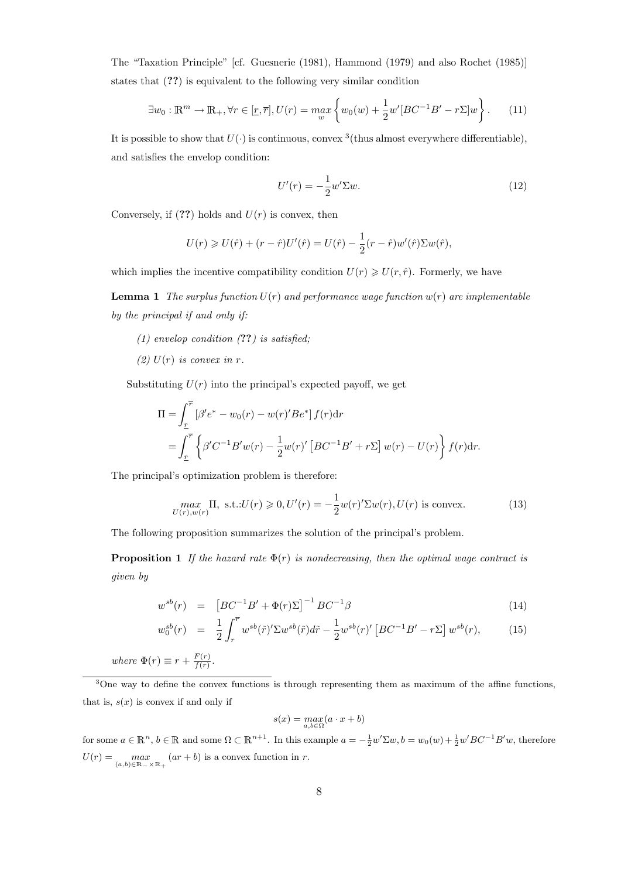The "Taxation Principle" [cf. Guesnerie (1981), Hammond (1979) and also Rochet (1985)] states that (**??**) is equivalent to the following very similar condition

$$\exists w_0 : \mathbb{R}^m \to \mathbb{R}_+, \forall r \in [\underline{r}, \overline{r}], U(r) = \underset{w}{max} \left\{ w_0(w) + \frac{1}{2} w'[BC^{-1}B' - r\Sigma]w \right\}. \tag{11}$$

It is possible to show that $U(\cdot)$ is continuous, convex [3](thus almost everywhere differentiable), and satisfies the envelop condition:

$$U'(r) = -\frac{1}{2} w'\Sigma w. \tag{12}$$

Conversely, if (**??**) holds and $U(r)$ is convex, then

$$U(r) \geqslant U(\hat{r}) + (r - \hat{r})U'(\hat{r}) = U(\hat{r}) - \frac{1}{2}(r - \hat{r})w'(\hat{r})\Sigma w(\hat{r}),$$

which implies the incentive compatibility condition $U(r) \geqslant U(r, \hat{r})$. Formerly, we have

**Lemma 1** *The surplus function $U(r)$ and performance wage function $w(r)$ are implementable by the principal if and only if:*

*(1) envelop condition (**??**) is satisfied;*

*(2) $U(r)$ is convex in $r$.*

Substituting $U(r)$ into the principal's expected payoff, we get

$$\begin{aligned}
\Pi &= \int_{\underline{r}}^{\overline{r}} [\beta' e^* - w_0(r) - w(r)' B e^*] f(r) \mathrm{d}r \\
&= \int_{\underline{r}}^{\overline{r}} \left\{ \beta' C^{-1} B' w(r) - \frac{1}{2} w(r)' \left[ BC^{-1}B' + r\Sigma \right] w(r) - U(r) \right\} f(r) \mathrm{d}r.
\end{aligned}$$

The principal's optimization problem is therefore:

$$\underset{U(r), w(r)}{max} \Pi, \text{ s.t.:} U(r) \geqslant 0, U'(r) = -\frac{1}{2} w(r)' \Sigma w(r), U(r) \text{ is convex.} \tag{13}$$

The following proposition summarizes the solution of the principal's problem.

**Proposition 1** *If the hazard rate $\Phi(r)$ is nondecreasing, then the optimal wage contract is given by*

$$w^{sb}(r) = \left[ BC^{-1}B' + \Phi(r)\Sigma \right]^{-1} BC^{-1}\beta \tag{14}$$

$$w_0^{sb}(r) = \frac{1}{2} \int_r^{\overline{r}} w^{sb}(\tilde{r})' \Sigma w^{sb}(\tilde{r}) d\tilde{r} - \frac{1}{2} w^{sb}(r)' \left[ BC^{-1}B' - r\Sigma \right] w^{sb}(r), \tag{15}$$

*where $\Phi(r) \equiv r + \frac{F(r)}{f(r)}$.*

---

[3] One way to define the convex functions is through representing them as maximum of the affine functions, that is, $s(x)$ is convex if and only if

$$s(x) = \underset{a,b \in \Omega}{max} (a \cdot x + b)$$

for some $a \in \mathbb{R}^n$, $b \in \mathbb{R}$ and some $\Omega \subset \mathbb{R}^{n+1}$. In this example $a = -\frac{1}{2} w'\Sigma w$, $b = w_0(w) + \frac{1}{2} w' BC^{-1}B'w$, therefore $U(r) = \underset{(a,b) \in \mathbb{R}_- \times \mathbb{R}_+}{max} (ar + b)$ is a convex function in $r$.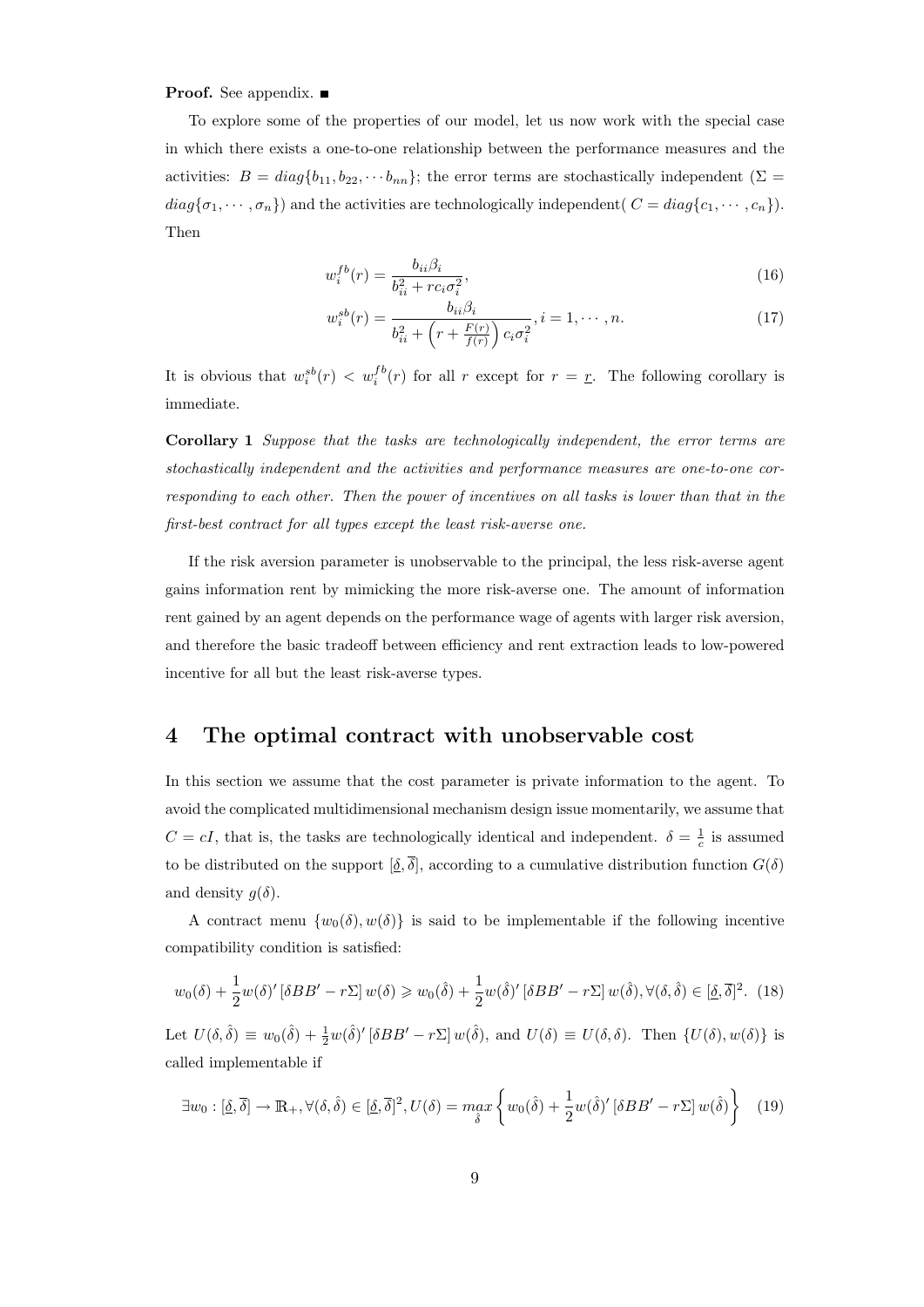**Proof.** See appendix. ■

To explore some of the properties of our model, let us now work with the special case in which there exists a one-to-one relationship between the performance measures and the activities: $B = diag\{b_{11}, b_{22}, \cdots b_{nn}\}$; the error terms are stochastically independent ($\Sigma = diag\{\sigma_1, \cdots, \sigma_n\}$) and the activities are technologically independent( $C = diag\{c_1, \cdots, c_n\}$). Then

$$w_i^{fb}(r) = \frac{b_{ii}\beta_i}{b_{ii}^2 + rc_i\sigma_i^2}, \tag{16}$$

$$w_i^{sb}(r) = \frac{b_{ii}\beta_i}{b_{ii}^2 + \left(r + \frac{F(r)}{f(r)}\right)c_i\sigma_i^2}, i = 1, \cdots, n. \tag{17}$$

It is obvious that $w_i^{sb}(r) < w_i^{fb}(r)$ for all $r$ except for $r = \underline{r}$. The following corollary is immediate.

**Corollary 1** *Suppose that the tasks are technologically independent, the error terms are stochastically independent and the activities and performance measures are one-to-one corresponding to each other. Then the power of incentives on all tasks is lower than that in the first-best contract for all types except the least risk-averse one.*

If the risk aversion parameter is unobservable to the principal, the less risk-averse agent gains information rent by mimicking the more risk-averse one. The amount of information rent gained by an agent depends on the performance wage of agents with larger risk aversion, and therefore the basic tradeoff between efficiency and rent extraction leads to low-powered incentive for all but the least risk-averse types.

# 4 The optimal contract with unobservable cost

In this section we assume that the cost parameter is private information to the agent. To avoid the complicated multidimensional mechanism design issue momentarily, we assume that $C = cI$, that is, the tasks are technologically identical and independent. $\delta = \frac{1}{c}$ is assumed to be distributed on the support $[\underline{\delta}, \overline{\delta}]$, according to a cumulative distribution function $G(\delta)$ and density $g(\delta)$.

A contract menu $\{w_0(\delta), w(\delta)\}$ is said to be implementable if the following incentive compatibility condition is satisfied:

$$w_0(\delta) + \frac{1}{2}w(\delta)'\left[\delta BB' - r\Sigma\right]w(\delta) \geqslant w_0(\hat{\delta}) + \frac{1}{2}w(\hat{\delta})'\left[\delta BB' - r\Sigma\right]w(\hat{\delta}), \forall(\delta, \hat{\delta}) \in [\underline{\delta}, \overline{\delta}]^2. \tag{18}$$

Let $U(\delta, \hat{\delta}) \equiv w_0(\hat{\delta}) + \frac{1}{2}w(\hat{\delta})'\left[\delta BB' - r\Sigma\right]w(\hat{\delta})$, and $U(\delta) \equiv U(\delta, \delta)$. Then $\{U(\delta), w(\delta)\}$ is called implementable if

$$\exists w_0 : [\underline{\delta}, \overline{\delta}] \to \mathbb{R}_+, \forall(\delta, \hat{\delta}) \in [\underline{\delta}, \overline{\delta}]^2, U(\delta) = \max_{\hat{\delta}}\left\{w_0(\hat{\delta}) + \frac{1}{2}w(\hat{\delta})'\left[\delta BB' - r\Sigma\right]w(\hat{\delta})\right\} \tag{19}$$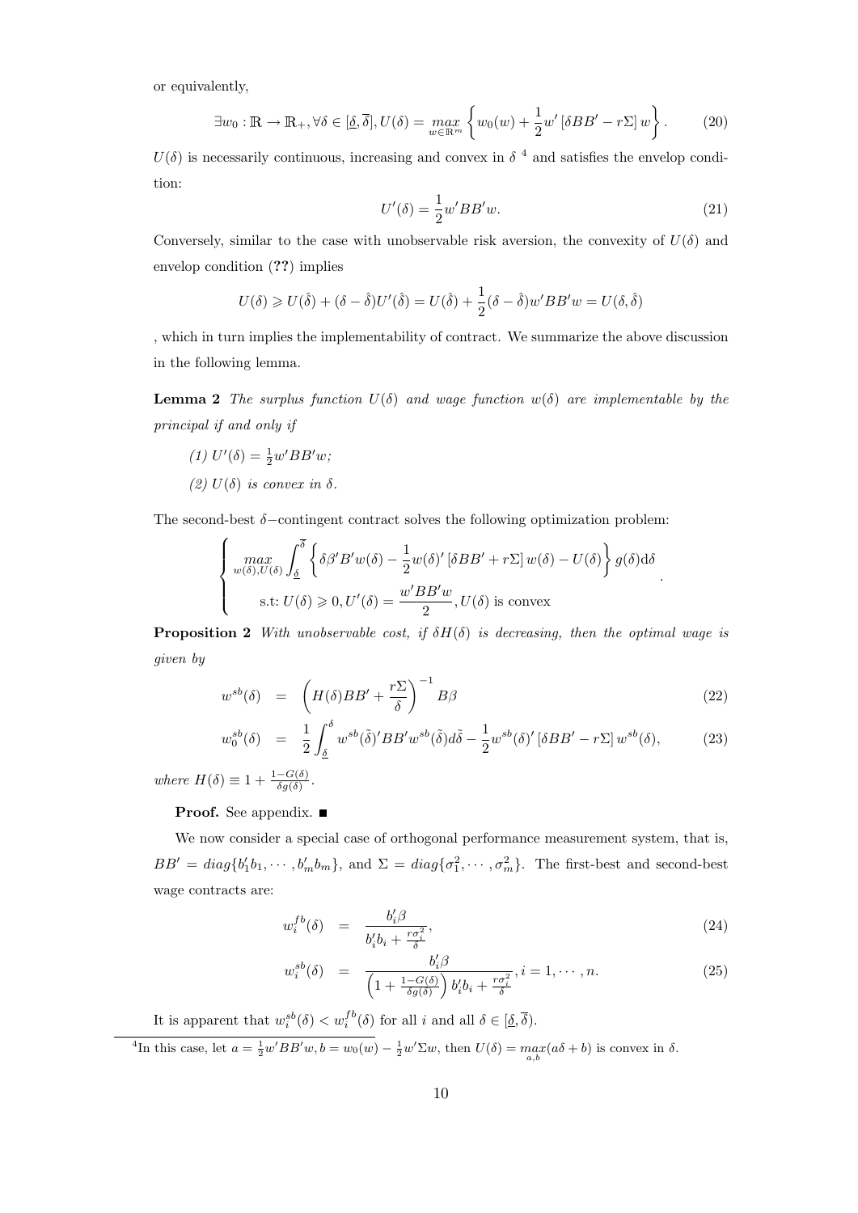or equivalently,

$$\exists w_0 : \mathbb{R} \to \mathbb{R}_+, \forall \delta \in [\underline{\delta}, \overline{\delta}], U(\delta) = \max_{w \in \mathbb{R}^m} \left\{ w_0(w) + \frac{1}{2} w' \left[\delta BB' - r\Sigma\right] w \right\}. \tag{20}$$

$U(\delta)$ is necessarily continuous, increasing and convex in $\delta$ [4] and satisfies the envelop condition:

$$U'(\delta) = \frac{1}{2} w' BB' w. \tag{21}$$

Conversely, similar to the case with unobservable risk aversion, the convexity of $U(\delta)$ and envelop condition (**??**) implies

$$U(\delta) \geqslant U(\hat{\delta}) + (\delta - \hat{\delta}) U'(\hat{\delta}) = U(\hat{\delta}) + \frac{1}{2}(\delta - \hat{\delta}) w' BB' w = U(\delta, \hat{\delta})$$

, which in turn implies the implementability of contract. We summarize the above discussion in the following lemma.

**Lemma 2** *The surplus function $U(\delta)$ and wage function $w(\delta)$ are implementable by the principal if and only if*

*(1) $U'(\delta) = \frac{1}{2} w' BB' w$;*

*(2) $U(\delta)$ is convex in $\delta$.*

The second-best $\delta-$contingent contract solves the following optimization problem:

$$\begin{cases} \max\limits_{w(\delta), U(\delta)} \displaystyle\int_{\underline{\delta}}^{\overline{\delta}} \left\{ \delta \beta' B' w(\delta) - \frac{1}{2} w(\delta)' \left[\delta BB' + r\Sigma\right] w(\delta) - U(\delta) \right\} g(\delta) \mathrm{d}\delta \\ \quad \text{s.t: } U(\delta) \geqslant 0, U'(\delta) = \dfrac{w' BB' w}{2}, U(\delta) \text{ is convex} \end{cases}.$$

**Proposition 2** *With unobservable cost, if $\delta H(\delta)$ is decreasing, then the optimal wage is given by*

$$w^{sb}(\delta) = \left( H(\delta) BB' + \frac{r\Sigma}{\delta} \right)^{-1} B\beta \tag{22}$$

$$w_0^{sb}(\delta) = \frac{1}{2} \int_{\underline{\delta}}^{\delta} w^{sb}(\tilde{\delta})' BB' w^{sb}(\tilde{\delta}) d\tilde{\delta} - \frac{1}{2} w^{sb}(\delta)' \left[\delta BB' - r\Sigma\right] w^{sb}(\delta), \tag{23}$$

*where $H(\delta) \equiv 1 + \frac{1 - G(\delta)}{\delta g(\delta)}$.*

**Proof.** See appendix. ∎

We now consider a special case of orthogonal performance measurement system, that is, $BB' = diag\{b_1' b_1, \cdots, b_m' b_m\}$, and $\Sigma = diag\{\sigma_1^2, \cdots, \sigma_m^2\}$. The first-best and second-best wage contracts are:

$$w_i^{fb}(\delta) = \frac{b_i' \beta}{b_i' b_i + \frac{r\sigma_i^2}{\delta}}, \tag{24}$$

$$w_i^{sb}(\delta) = \frac{b_i' \beta}{\left(1 + \frac{1 - G(\delta)}{\delta g(\delta)}\right) b_i' b_i + \frac{r\sigma_i^2}{\delta}}, i = 1, \cdots, n. \tag{25}$$

It is apparent that $w_i^{sb}(\delta) < w_i^{fb}(\delta)$ for all $i$ and all $\delta \in [\underline{\delta}, \overline{\delta})$.

[4] In this case, let $a = \frac{1}{2} w' BB' w, b = w_0(w) - \frac{1}{2} w' \Sigma w$, then $U(\delta) = \max\limits_{a,b}(a\delta + b)$ is convex in $\delta$.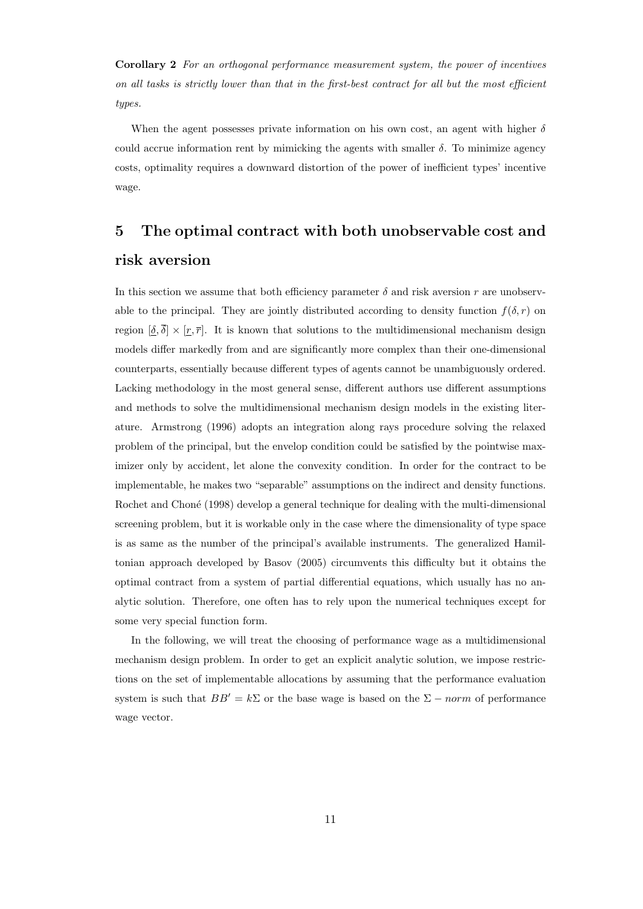**Corollary 2** *For an orthogonal performance measurement system, the power of incentives on all tasks is strictly lower than that in the first-best contract for all but the most efficient types.*

When the agent possesses private information on his own cost, an agent with higher $\delta$ could accrue information rent by mimicking the agents with smaller $\delta$. To minimize agency costs, optimality requires a downward distortion of the power of inefficient types' incentive wage.

# 5 The optimal contract with both unobservable cost and risk aversion

In this section we assume that both efficiency parameter $\delta$ and risk aversion $r$ are unobservable to the principal. They are jointly distributed according to density function $f(\delta, r)$ on region $[\underline{\delta}, \overline{\delta}] \times [\underline{r}, \overline{r}]$. It is known that solutions to the multidimensional mechanism design models differ markedly from and are significantly more complex than their one-dimensional counterparts, essentially because different types of agents cannot be unambiguously ordered. Lacking methodology in the most general sense, different authors use different assumptions and methods to solve the multidimensional mechanism design models in the existing literature. Armstrong (1996) adopts an integration along rays procedure solving the relaxed problem of the principal, but the envelop condition could be satisfied by the pointwise maximizer only by accident, let alone the convexity condition. In order for the contract to be implementable, he makes two "separable" assumptions on the indirect and density functions. Rochet and Choné (1998) develop a general technique for dealing with the multi-dimensional screening problem, but it is workable only in the case where the dimensionality of type space is as same as the number of the principal's available instruments. The generalized Hamiltonian approach developed by Basov (2005) circumvents this difficulty but it obtains the optimal contract from a system of partial differential equations, which usually has no analytic solution. Therefore, one often has to rely upon the numerical techniques except for some very special function form.

In the following, we will treat the choosing of performance wage as a multidimensional mechanism design problem. In order to get an explicit analytic solution, we impose restrictions on the set of implementable allocations by assuming that the performance evaluation system is such that $BB' = k\Sigma$ or the base wage is based on the $\Sigma - norm$ of performance wage vector.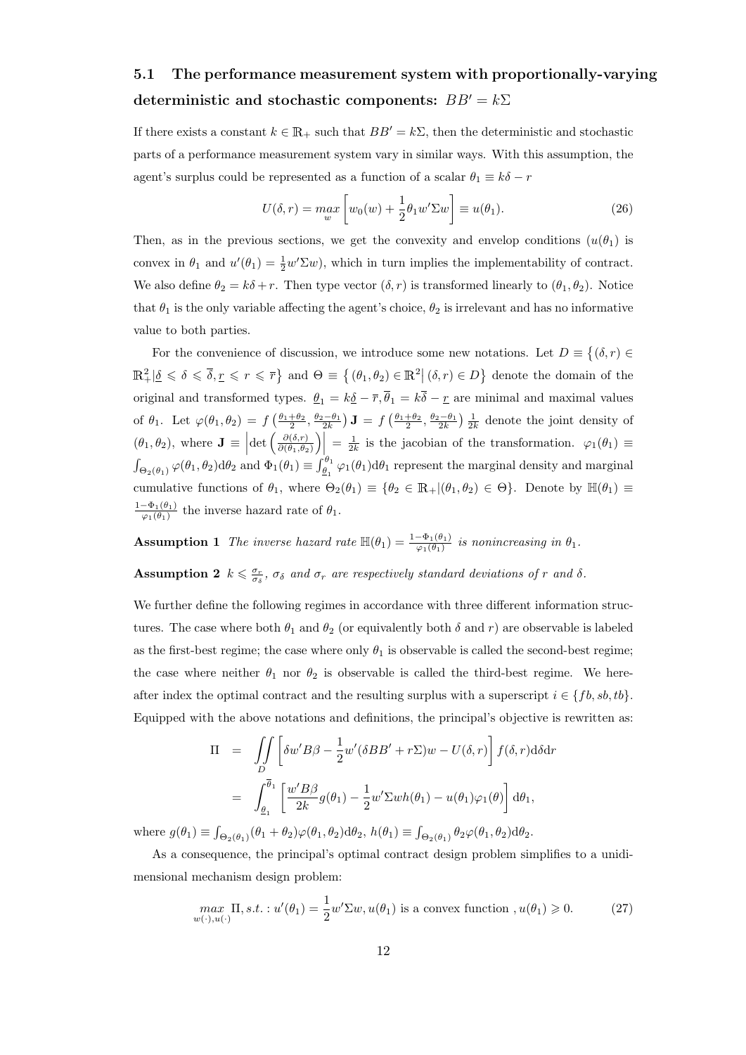### 5.1 The performance measurement system with proportionally-varying deterministic and stochastic components: $BB' = k\Sigma$

If there exists a constant $k \in \mathbb{R}_+$ such that $BB' = k\Sigma$, then the deterministic and stochastic parts of a performance measurement system vary in similar ways. With this assumption, the agent's surplus could be represented as a function of a scalar $\theta_1 \equiv k\delta - r$

$$U(\delta, r) = \underset{w}{max}\left[w_0(w) + \frac{1}{2}\theta_1 w'\Sigma w\right] \equiv u(\theta_1). \tag{26}$$

Then, as in the previous sections, we get the convexity and envelop conditions ($u(\theta_1)$ is convex in $\theta_1$ and $u'(\theta_1) = \frac{1}{2}w'\Sigma w$), which in turn implies the implementability of contract. We also define $\theta_2 = k\delta + r$. Then type vector $(\delta, r)$ is transformed linearly to $(\theta_1, \theta_2)$. Notice that $\theta_1$ is the only variable affecting the agent's choice, $\theta_2$ is irrelevant and has no informative value to both parties.

For the convenience of discussion, we introduce some new notations. Let $D \equiv \left\{(\delta, r) \in \mathbb{R}_+^2 \middle| \underline{\delta} \leqslant \delta \leqslant \overline{\delta}, \underline{r} \leqslant r \leqslant \overline{r}\right\}$ and $\Theta \equiv \left\{(\theta_1, \theta_2) \in \mathbb{R}^2 \middle| (\delta, r) \in D\right\}$ denote the domain of the original and transformed types. $\underline{\theta}_1 = k\underline{\delta} - \overline{r}, \overline{\theta}_1 = k\overline{\delta} - \underline{r}$ are minimal and maximal values of $\theta_1$. Let $\varphi(\theta_1, \theta_2) = f\left(\frac{\theta_1+\theta_2}{2}, \frac{\theta_2-\theta_1}{2k}\right)\mathbf{J} = f\left(\frac{\theta_1+\theta_2}{2}, \frac{\theta_2-\theta_1}{2k}\right)\frac{1}{2k}$ denote the joint density of $(\theta_1, \theta_2)$, where $\mathbf{J} \equiv \left|\det\left(\frac{\partial(\delta, r)}{\partial(\theta_1, \theta_2)}\right)\right| = \frac{1}{2k}$ is the jacobian of the transformation. $\varphi_1(\theta_1) \equiv \int_{\Theta_2(\theta_1)} \varphi(\theta_1, \theta_2)\mathrm{d}\theta_2$ and $\Phi_1(\theta_1) \equiv \int_{\underline{\theta}_1}^{\theta_1} \varphi_1(\theta_1)\mathrm{d}\theta_1$ represent the marginal density and marginal cumulative functions of $\theta_1$, where $\Theta_2(\theta_1) \equiv \{\theta_2 \in \mathbb{R}_+ | (\theta_1, \theta_2) \in \Theta\}$. Denote by $\mathbb{H}(\theta_1) \equiv \frac{1-\Phi_1(\theta_1)}{\varphi_1(\theta_1)}$ the inverse hazard rate of $\theta_1$.

**Assumption 1** *The inverse hazard rate* $\mathbb{H}(\theta_1) = \frac{1-\Phi_1(\theta_1)}{\varphi_1(\theta_1)}$ *is nonincreasing in* $\theta_1$.

**Assumption 2** $k \leqslant \frac{\sigma_r}{\sigma_\delta}$, $\sigma_\delta$ *and* $\sigma_r$ *are respectively standard deviations of* $r$ *and* $\delta$.

We further define the following regimes in accordance with three different information structures. The case where both $\theta_1$ and $\theta_2$ (or equivalently both $\delta$ and $r$) are observable is labeled as the first-best regime; the case where only $\theta_1$ is observable is called the second-best regime; the case where neither $\theta_1$ nor $\theta_2$ is observable is called the third-best regime. We hereafter index the optimal contract and the resulting surplus with a superscript $i \in \{fb, sb, tb\}$. Equipped with the above notations and definitions, the principal's objective is rewritten as:

$$\begin{aligned}
\Pi &= \iint\limits_D \left[\delta w' B\beta - \frac{1}{2}w'(\delta BB' + r\Sigma)w - U(\delta, r)\right] f(\delta, r)\mathrm{d}\delta\mathrm{d}r \\
&= \int_{\underline{\theta}_1}^{\overline{\theta}_1} \left[\frac{w'B\beta}{2k}g(\theta_1) - \frac{1}{2}w'\Sigma w h(\theta_1) - u(\theta_1)\varphi_1(\theta)\right]\mathrm{d}\theta_1,
\end{aligned}$$

where $g(\theta_1) \equiv \int_{\Theta_2(\theta_1)}(\theta_1 + \theta_2)\varphi(\theta_1, \theta_2)\mathrm{d}\theta_2$, $h(\theta_1) \equiv \int_{\Theta_2(\theta_1)} \theta_2\varphi(\theta_1, \theta_2)\mathrm{d}\theta_2$.

As a consequence, the principal's optimal contract design problem simplifies to a unidimensional mechanism design problem:

$$\underset{w(\cdot),u(\cdot)}{max}\,\Pi, s.t.: u'(\theta_1) = \frac{1}{2}w'\Sigma w, u(\theta_1) \text{ is a convex function }, u(\theta_1) \geqslant 0. \tag{27}$$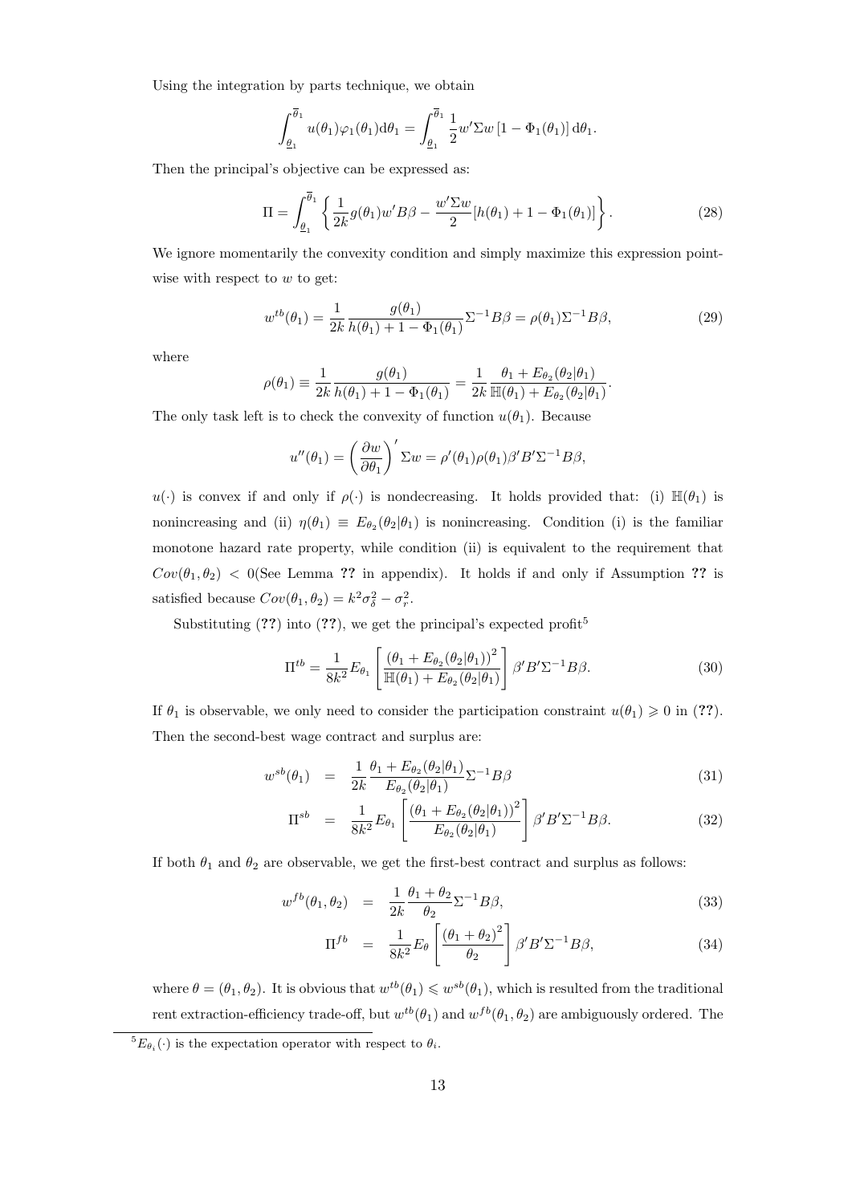Using the integration by parts technique, we obtain

$$\int_{\underline{\theta}_1}^{\overline{\theta}_1} u(\theta_1)\varphi_1(\theta_1)\mathrm{d}\theta_1 = \int_{\underline{\theta}_1}^{\overline{\theta}_1} \frac{1}{2} w'\Sigma w \left[1 - \Phi_1(\theta_1)\right] \mathrm{d}\theta_1.$$

Then the principal's objective can be expressed as:

$$\Pi = \int_{\underline{\theta}_1}^{\overline{\theta}_1} \left\{ \frac{1}{2k} g(\theta_1) w' B\beta - \frac{w'\Sigma w}{2}[h(\theta_1) + 1 - \Phi_1(\theta_1)] \right\}. \tag{28}$$

We ignore momentarily the convexity condition and simply maximize this expression point-wise with respect to $w$ to get:

$$w^{tb}(\theta_1) = \frac{1}{2k} \frac{g(\theta_1)}{h(\theta_1) + 1 - \Phi_1(\theta_1)} \Sigma^{-1} B\beta = \rho(\theta_1)\Sigma^{-1}B\beta, \tag{29}$$

where

$$\rho(\theta_1) \equiv \frac{1}{2k} \frac{g(\theta_1)}{h(\theta_1) + 1 - \Phi_1(\theta_1)} = \frac{1}{2k} \frac{\theta_1 + E_{\theta_2}(\theta_2|\theta_1)}{\mathbb{H}(\theta_1) + E_{\theta_2}(\theta_2|\theta_1)}.$$

The only task left is to check the convexity of function $u(\theta_1)$. Because

$$u''(\theta_1) = \left(\frac{\partial w}{\partial \theta_1}\right)' \Sigma w = \rho'(\theta_1)\rho(\theta_1)\beta' B' \Sigma^{-1} B\beta,$$

$u(\cdot)$ is convex if and only if $\rho(\cdot)$ is nondecreasing. It holds provided that: (i) $\mathbb{H}(\theta_1)$ is nonincreasing and (ii) $\eta(\theta_1) \equiv E_{\theta_2}(\theta_2|\theta_1)$ is nonincreasing. Condition (i) is the familiar monotone hazard rate property, while condition (ii) is equivalent to the requirement that $Cov(\theta_1, \theta_2) < 0$(See Lemma **??** in appendix). It holds if and only if Assumption **??** is satisfied because $Cov(\theta_1, \theta_2) = k^2\sigma_\delta^2 - \sigma_r^2$.

Substituting (**??**) into (**??**), we get the principal's expected profit[5]

$$\Pi^{tb} = \frac{1}{8k^2} E_{\theta_1} \left[ \frac{\left(\theta_1 + E_{\theta_2}(\theta_2|\theta_1)\right)^2}{\mathbb{H}(\theta_1) + E_{\theta_2}(\theta_2|\theta_1)} \right] \beta' B' \Sigma^{-1} B\beta. \tag{30}$$

If $\theta_1$ is observable, we only need to consider the participation constraint $u(\theta_1) \geqslant 0$ in (**??**). Then the second-best wage contract and surplus are:

$$w^{sb}(\theta_1) = \frac{1}{2k} \frac{\theta_1 + E_{\theta_2}(\theta_2|\theta_1)}{E_{\theta_2}(\theta_2|\theta_1)} \Sigma^{-1} B\beta \tag{31}$$

$$\Pi^{sb} = \frac{1}{8k^2} E_{\theta_1} \left[ \frac{\left(\theta_1 + E_{\theta_2}(\theta_2|\theta_1)\right)^2}{E_{\theta_2}(\theta_2|\theta_1)} \right] \beta' B' \Sigma^{-1} B\beta. \tag{32}$$

If both $\theta_1$ and $\theta_2$ are observable, we get the first-best contract and surplus as follows:

$$w^{fb}(\theta_1, \theta_2) = \frac{1}{2k} \frac{\theta_1 + \theta_2}{\theta_2} \Sigma^{-1} B\beta, \tag{33}$$

$$\Pi^{fb} = \frac{1}{8k^2} E_\theta \left[ \frac{(\theta_1 + \theta_2)^2}{\theta_2} \right] \beta' B' \Sigma^{-1} B\beta, \tag{34}$$

where $\theta = (\theta_1, \theta_2)$. It is obvious that $w^{tb}(\theta_1) \leqslant w^{sb}(\theta_1)$, which is resulted from the traditional rent extraction-efficiency trade-off, but $w^{tb}(\theta_1)$ and $w^{fb}(\theta_1, \theta_2)$ are ambiguously ordered. The

[5] $E_{\theta_i}(\cdot)$ is the expectation operator with respect to $\theta_i$.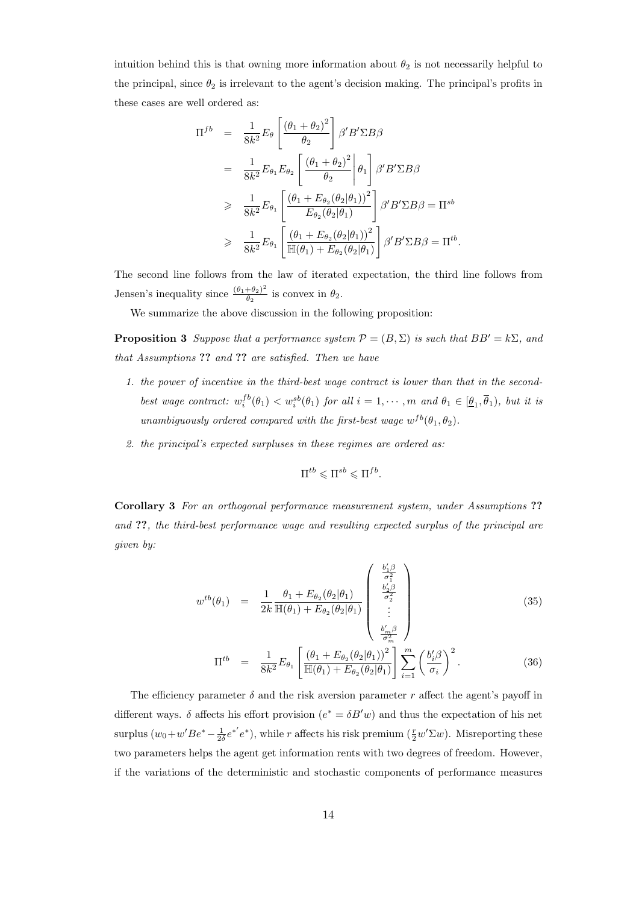intuition behind this is that owning more information about $\theta_2$ is not necessarily helpful to the principal, since $\theta_2$ is irrelevant to the agent's decision making. The principal's profits in these cases are well ordered as:

$$
\begin{aligned}
\Pi^{fb} &= \frac{1}{8k^2} E_\theta \left[ \frac{(\theta_1 + \theta_2)^2}{\theta_2} \right] \beta' B' \Sigma B \beta \\
&= \frac{1}{8k^2} E_{\theta_1} E_{\theta_2} \left[ \left. \frac{(\theta_1 + \theta_2)^2}{\theta_2} \right| \theta_1 \right] \beta' B' \Sigma B \beta \\
&\geqslant \frac{1}{8k^2} E_{\theta_1} \left[ \frac{(\theta_1 + E_{\theta_2}(\theta_2|\theta_1))^2}{E_{\theta_2}(\theta_2|\theta_1)} \right] \beta' B' \Sigma B \beta = \Pi^{sb} \\
&\geqslant \frac{1}{8k^2} E_{\theta_1} \left[ \frac{(\theta_1 + E_{\theta_2}(\theta_2|\theta_1))^2}{\mathbb{H}(\theta_1) + E_{\theta_2}(\theta_2|\theta_1)} \right] \beta' B' \Sigma B \beta = \Pi^{tb}.
\end{aligned}
$$

The second line follows from the law of iterated expectation, the third line follows from Jensen's inequality since $\frac{(\theta_1+\theta_2)^2}{\theta_2}$ is convex in $\theta_2$.

We summarize the above discussion in the following proposition:

**Proposition 3** *Suppose that a performance system $\mathcal{P} = (B, \Sigma)$ is such that $BB' = k\Sigma$, and that Assumptions **??** and **??** are satisfied. Then we have*

1. *the power of incentive in the third-best wage contract is lower than that in the second-best wage contract: $w_i^{fb}(\theta_1) < w_i^{sb}(\theta_1)$ for all $i = 1, \cdots, m$ and $\theta_1 \in [\underline{\theta}_1, \overline{\theta}_1)$, but it is unambiguously ordered compared with the first-best wage $w^{fb}(\theta_1, \theta_2)$.*
2. *the principal's expected surpluses in these regimes are ordered as:*

$$\Pi^{tb} \leqslant \Pi^{sb} \leqslant \Pi^{fb}.$$

**Corollary 3** *For an orthogonal performance measurement system, under Assumptions **??** and **??**, the third-best performance wage and resulting expected surplus of the principal are given by:*

$$
w^{tb}(\theta_1) = \frac{1}{2k} \frac{\theta_1 + E_{\theta_2}(\theta_2|\theta_1)}{\mathbb{H}(\theta_1) + E_{\theta_2}(\theta_2|\theta_1)} \begin{pmatrix} \frac{b_1'\beta}{\sigma_1^2} \\ \frac{b_2'\beta}{\sigma_2^2} \\ \vdots \\ \frac{b_m'\beta}{\sigma_m^2} \end{pmatrix} \tag{35}
$$

$$
\Pi^{tb} = \frac{1}{8k^2} E_{\theta_1} \left[ \frac{(\theta_1 + E_{\theta_2}(\theta_2|\theta_1))^2}{\mathbb{H}(\theta_1) + E_{\theta_2}(\theta_2|\theta_1)} \right] \sum_{i=1}^{m} \left( \frac{b_i'\beta}{\sigma_i} \right)^2. \tag{36}
$$

The efficiency parameter $\delta$ and the risk aversion parameter $r$ affect the agent's payoff in different ways. $\delta$ affects his effort provision ($e^* = \delta B'w$) and thus the expectation of his net surplus ($w_0 + w'Be^* - \frac{1}{2\delta} e^{*'} e^*$), while $r$ affects his risk premium ($\frac{r}{2} w' \Sigma w$). Misreporting these two parameters helps the agent get information rents with two degrees of freedom. However, if the variations of the deterministic and stochastic components of performance measures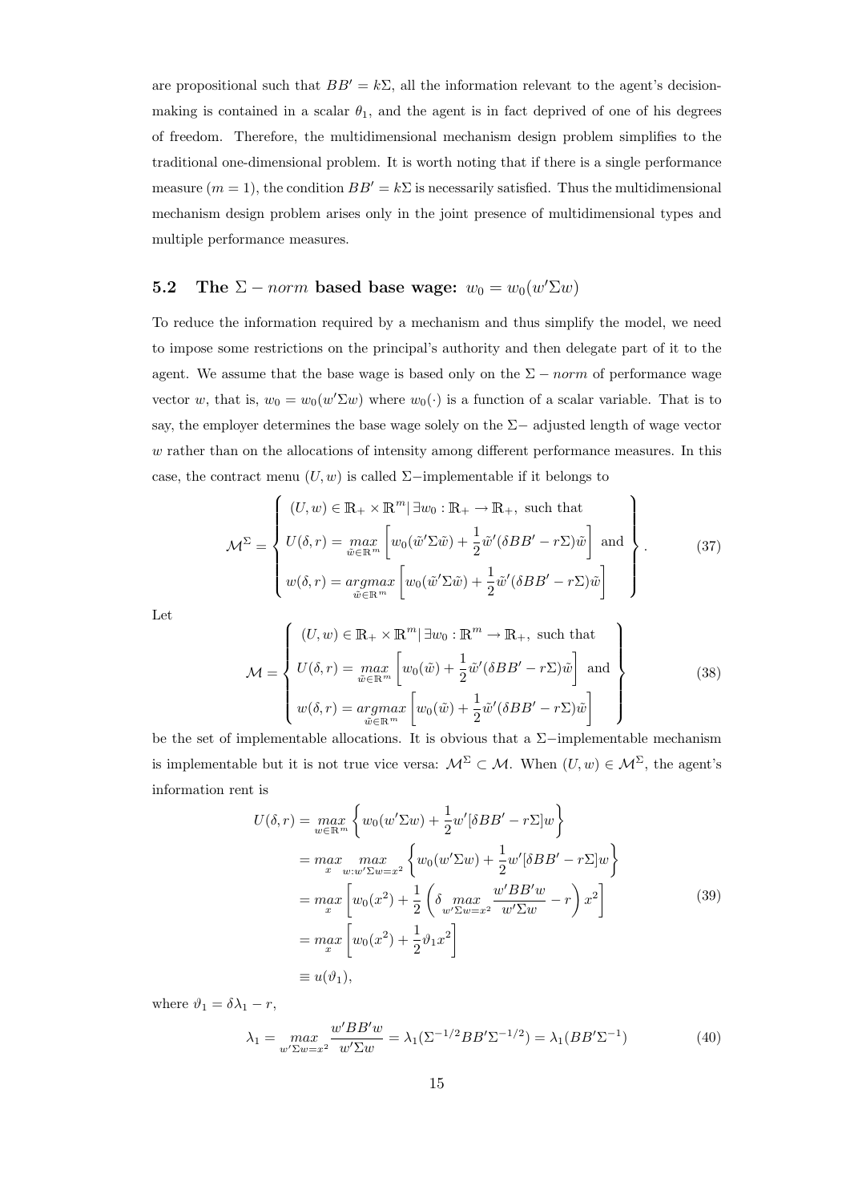are propositional such that $BB' = k\Sigma$, all the information relevant to the agent's decision-making is contained in a scalar $\theta_1$, and the agent is in fact deprived of one of his degrees of freedom. Therefore, the multidimensional mechanism design problem simplifies to the traditional one-dimensional problem. It is worth noting that if there is a single performance measure ($m = 1$), the condition $BB' = k\Sigma$ is necessarily satisfied. Thus the multidimensional mechanism design problem arises only in the joint presence of multidimensional types and multiple performance measures.

## 5.2 The $\Sigma - norm$ based base wage: $w_0 = w_0(w'\Sigma w)$

To reduce the information required by a mechanism and thus simplify the model, we need to impose some restrictions on the principal's authority and then delegate part of it to the agent. We assume that the base wage is based only on the $\Sigma - norm$ of performance wage vector $w$, that is, $w_0 = w_0(w'\Sigma w)$ where $w_0(\cdot)$ is a function of a scalar variable. That is to say, the employer determines the base wage solely on the $\Sigma-$ adjusted length of wage vector $w$ rather than on the allocations of intensity among different performance measures. In this case, the contract menu $(U, w)$ is called $\Sigma-$implementable if it belongs to

$$\mathcal{M}^{\Sigma} = \left\{ \begin{array}{l} (U, w) \in \mathbb{R}_+ \times \mathbb{R}^m | \, \exists w_0 : \mathbb{R}_+ \to \mathbb{R}_+, \text{ such that} \\ U(\delta, r) = \underset{\tilde{w} \in \mathbb{R}^m}{max} \left[ w_0(\tilde{w}'\Sigma\tilde{w}) + \frac{1}{2}\tilde{w}'(\delta BB' - r\Sigma)\tilde{w} \right] \text{ and} \\ w(\delta, r) = \underset{\tilde{w} \in \mathbb{R}^m}{argmax} \left[ w_0(\tilde{w}'\Sigma\tilde{w}) + \frac{1}{2}\tilde{w}'(\delta BB' - r\Sigma)\tilde{w} \right] \end{array} \right\}. \tag{37}$$

Let

$$\mathcal{M} = \left\{ \begin{array}{l} (U, w) \in \mathbb{R}_+ \times \mathbb{R}^m | \, \exists w_0 : \mathbb{R}^m \to \mathbb{R}_+, \text{ such that} \\ U(\delta, r) = \underset{\tilde{w} \in \mathbb{R}^m}{max} \left[ w_0(\tilde{w}) + \frac{1}{2}\tilde{w}'(\delta BB' - r\Sigma)\tilde{w} \right] \text{ and} \\ w(\delta, r) = \underset{\tilde{w} \in \mathbb{R}^m}{argmax} \left[ w_0(\tilde{w}) + \frac{1}{2}\tilde{w}'(\delta BB' - r\Sigma)\tilde{w} \right] \end{array} \right\} \tag{38}$$

be the set of implementable allocations. It is obvious that a $\Sigma-$implementable mechanism is implementable but it is not true vice versa: $\mathcal{M}^{\Sigma} \subset \mathcal{M}$. When $(U, w) \in \mathcal{M}^{\Sigma}$, the agent's information rent is

$$\begin{aligned} U(\delta, r) &= \underset{w \in \mathbb{R}^m}{max} \left\{ w_0(w'\Sigma w) + \frac{1}{2}w'[\delta BB' - r\Sigma]w \right\} \\ &= \underset{x}{max} \underset{w: w'\Sigma w = x^2}{max} \left\{ w_0(w'\Sigma w) + \frac{1}{2}w'[\delta BB' - r\Sigma]w \right\} \\ &= \underset{x}{max} \left[ w_0(x^2) + \frac{1}{2}\left( \delta \underset{w'\Sigma w = x^2}{max} \frac{w'BB'w}{w'\Sigma w} - r \right) x^2 \right] \\ &= \underset{x}{max} \left[ w_0(x^2) + \frac{1}{2}\vartheta_1 x^2 \right] \\ &\equiv u(\vartheta_1), \end{aligned} \tag{39}$$

where $\vartheta_1 = \delta\lambda_1 - r$,

$$\lambda_1 = \underset{w'\Sigma w = x^2}{max} \frac{w'BB'w}{w'\Sigma w} = \lambda_1(\Sigma^{-1/2}BB'\Sigma^{-1/2}) = \lambda_1(BB'\Sigma^{-1}) \tag{40}$$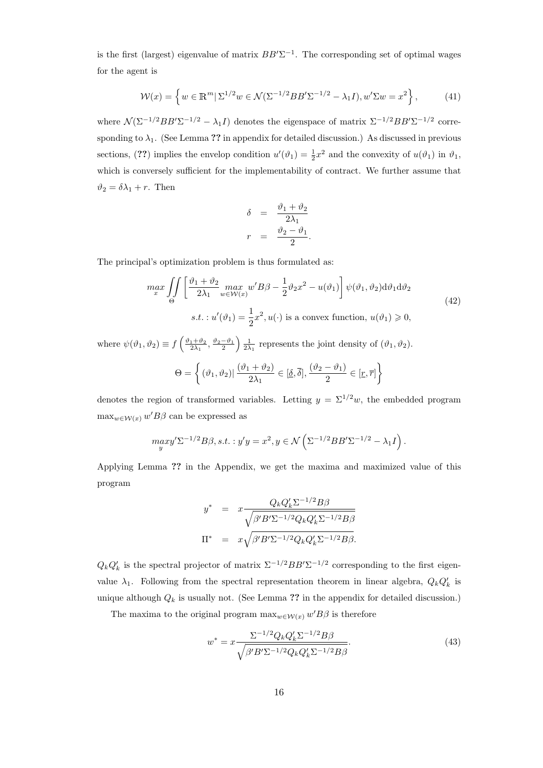is the first (largest) eigenvalue of matrix $BB'\Sigma^{-1}$. The corresponding set of optimal wages for the agent is

$$\mathcal{W}(x) = \left\{ w \in \mathbb{R}^m | \, \Sigma^{1/2} w \in \mathcal{N}(\Sigma^{-1/2} BB' \Sigma^{-1/2} - \lambda_1 I), w'\Sigma w = x^2 \right\}, \tag{41}$$

where $\mathcal{N}(\Sigma^{-1/2}BB'\Sigma^{-1/2} - \lambda_1 I)$ denotes the eigenspace of matrix $\Sigma^{-1/2}BB'\Sigma^{-1/2}$ corresponding to $\lambda_1$. (See Lemma ?? in appendix for detailed discussion.) As discussed in previous sections, (??) implies the envelop condition $u'(\vartheta_1) = \frac{1}{2}x^2$ and the convexity of $u(\vartheta_1)$ in $\vartheta_1$, which is conversely sufficient for the implementability of contract. We further assume that $\vartheta_2 = \delta\lambda_1 + r$. Then

$$\begin{aligned}
\delta &= \frac{\vartheta_1 + \vartheta_2}{2\lambda_1} \\
r &= \frac{\vartheta_2 - \vartheta_1}{2}.
\end{aligned}$$

The principal's optimization problem is thus formulated as:

$$\begin{gathered}
\max_{x} \iint\limits_{\Theta} \left[ \frac{\vartheta_1 + \vartheta_2}{2\lambda_1} \max_{w \in \mathcal{W}(x)} w'B\beta - \frac{1}{2}\vartheta_2 x^2 - u(\vartheta_1) \right] \psi(\vartheta_1, \vartheta_2) \mathrm{d}\vartheta_1 \mathrm{d}\vartheta_2 \\
s.t.: u'(\vartheta_1) = \frac{1}{2}x^2, u(\cdot) \text{ is a convex function, } u(\vartheta_1) \geqslant 0,
\end{gathered} \tag{42}$$

where $\psi(\vartheta_1, \vartheta_2) \equiv f\left(\frac{\vartheta_1+\vartheta_2}{2\lambda_1}, \frac{\vartheta_2-\vartheta_1}{2}\right)\frac{1}{2\lambda_1}$ represents the joint density of $(\vartheta_1, \vartheta_2)$.

$$\Theta = \left\{ (\vartheta_1, \vartheta_2) | \, \frac{(\vartheta_1 + \vartheta_2)}{2\lambda_1} \in [\underline{\delta}, \overline{\delta}], \frac{(\vartheta_2 - \vartheta_1)}{2} \in [\underline{r}, \overline{r}] \right\}$$

denotes the region of transformed variables. Letting $y = \Sigma^{1/2}w$, the embedded program $\max_{w \in \mathcal{W}(x)} w'B\beta$ can be expressed as

$$\max_{y} y'\Sigma^{-1/2}B\beta, s.t.: y'y = x^2, y \in \mathcal{N}\left(\Sigma^{-1/2}BB'\Sigma^{-1/2} - \lambda_1 I\right).$$

Applying Lemma ?? in the Appendix, we get the maxima and maximized value of this program

$$\begin{aligned}
y^* &= x\frac{Q_k Q_k' \Sigma^{-1/2} B\beta}{\sqrt{\beta' B' \Sigma^{-1/2} Q_k Q_k' \Sigma^{-1/2} B\beta}} \\
\Pi^* &= x\sqrt{\beta' B' \Sigma^{-1/2} Q_k Q_k' \Sigma^{-1/2} B\beta}.
\end{aligned}$$

$Q_k Q_k'$ is the spectral projector of matrix $\Sigma^{-1/2}BB'\Sigma^{-1/2}$ corresponding to the first eigenvalue $\lambda_1$. Following from the spectral representation theorem in linear algebra, $Q_k Q_k'$ is unique although $Q_k$ is usually not. (See Lemma ?? in the appendix for detailed discussion.)

The maxima to the original program $\max_{w \in \mathcal{W}(x)} w'B\beta$ is therefore

$$w^* = x\frac{\Sigma^{-1/2} Q_k Q_k' \Sigma^{-1/2} B\beta}{\sqrt{\beta' B' \Sigma^{-1/2} Q_k Q_k' \Sigma^{-1/2} B\beta}}. \tag{43}$$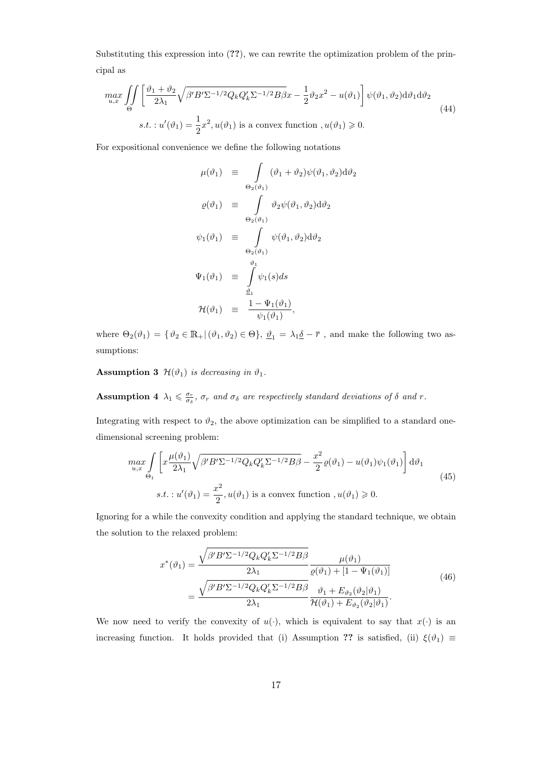Substituting this expression into (**??**), we can rewrite the optimization problem of the principal as

$$
\begin{gathered}
\max_{u,x} \iint\limits_{\Theta} \left[ \frac{\vartheta_1 + \vartheta_2}{2\lambda_1} \sqrt{\beta' B' \Sigma^{-1/2} Q_k Q_k' \Sigma^{-1/2} B \beta}\, x - \frac{1}{2} \vartheta_2 x^2 - u(\vartheta_1) \right] \psi(\vartheta_1, \vartheta_2) \mathrm{d}\vartheta_1 \mathrm{d}\vartheta_2 \\
s.t. : u'(\vartheta_1) = \frac{1}{2} x^2, u(\vartheta_1) \text{ is a convex function }, u(\vartheta_1) \geqslant 0.
\end{gathered}
\tag{44}
$$

For expositional convenience we define the following notations

$$
\begin{aligned}
\mu(\vartheta_1) &\equiv \int\limits_{\Theta_2(\vartheta_1)} (\vartheta_1 + \vartheta_2) \psi(\vartheta_1, \vartheta_2) \mathrm{d}\vartheta_2 \\
\varrho(\vartheta_1) &\equiv \int\limits_{\Theta_2(\vartheta_1)} \vartheta_2 \psi(\vartheta_1, \vartheta_2) \mathrm{d}\vartheta_2 \\
\psi_1(\vartheta_1) &\equiv \int\limits_{\Theta_2(\vartheta_1)} \psi(\vartheta_1, \vartheta_2) \mathrm{d}\vartheta_2 \\
\Psi_1(\vartheta_1) &\equiv \int\limits_{\underline{\vartheta}_1}^{\vartheta_1} \psi_1(s) ds \\
\mathcal{H}(\vartheta_1) &\equiv \frac{1 - \Psi_1(\vartheta_1)}{\psi_1(\vartheta_1)},
\end{aligned}
$$

where $\Theta_2(\vartheta_1) = \{\vartheta_2 \in \mathbb{R}_+ | (\vartheta_1, \vartheta_2) \in \Theta\}$, $\underline{\vartheta}_1 = \lambda_1 \underline{\delta} - \overline{r}$ , and make the following two assumptions:

**Assumption 3** *$\mathcal{H}(\vartheta_1)$ is decreasing in $\vartheta_1$.*

**Assumption 4** *$\lambda_1 \leqslant \frac{\sigma_r}{\sigma_\delta}$, $\sigma_r$ and $\sigma_\delta$ are respectively standard deviations of $\delta$ and $r$.*

Integrating with respect to $\vartheta_2$, the above optimization can be simplified to a standard one-dimensional screening problem:

$$
\begin{gathered}
\max_{u,x} \int\limits_{\Theta_1} \left[ x \frac{\mu(\vartheta_1)}{2\lambda_1} \sqrt{\beta' B' \Sigma^{-1/2} Q_k Q_k' \Sigma^{-1/2} B \beta} - \frac{x^2}{2} \varrho(\vartheta_1) - u(\vartheta_1) \psi_1(\vartheta_1) \right] \mathrm{d}\vartheta_1 \\
s.t. : u'(\vartheta_1) = \frac{x^2}{2}, u(\vartheta_1) \text{ is a convex function }, u(\vartheta_1) \geqslant 0.
\end{gathered}
\tag{45}
$$

Ignoring for a while the convexity condition and applying the standard technique, we obtain the solution to the relaxed problem:

$$
\begin{aligned}
x^*(\vartheta_1) &= \frac{\sqrt{\beta' B' \Sigma^{-1/2} Q_k Q_k' \Sigma^{-1/2} B \beta}}{2\lambda_1} \frac{\mu(\vartheta_1)}{\varrho(\vartheta_1) + [1 - \Psi_1(\vartheta_1)]} \\
&= \frac{\sqrt{\beta' B' \Sigma^{-1/2} Q_k Q_k' \Sigma^{-1/2} B \beta}}{2\lambda_1} \frac{\vartheta_1 + E_{\vartheta_2}(\vartheta_2 | \vartheta_1)}{\mathcal{H}(\vartheta_1) + E_{\vartheta_2}(\vartheta_2 | \vartheta_1)}.
\end{aligned}
\tag{46}
$$

We now need to verify the convexity of $u(\cdot)$, which is equivalent to say that $x(\cdot)$ is an increasing function. It holds provided that (i) Assumption **??** is satisfied, (ii) $\xi(\vartheta_1) \equiv$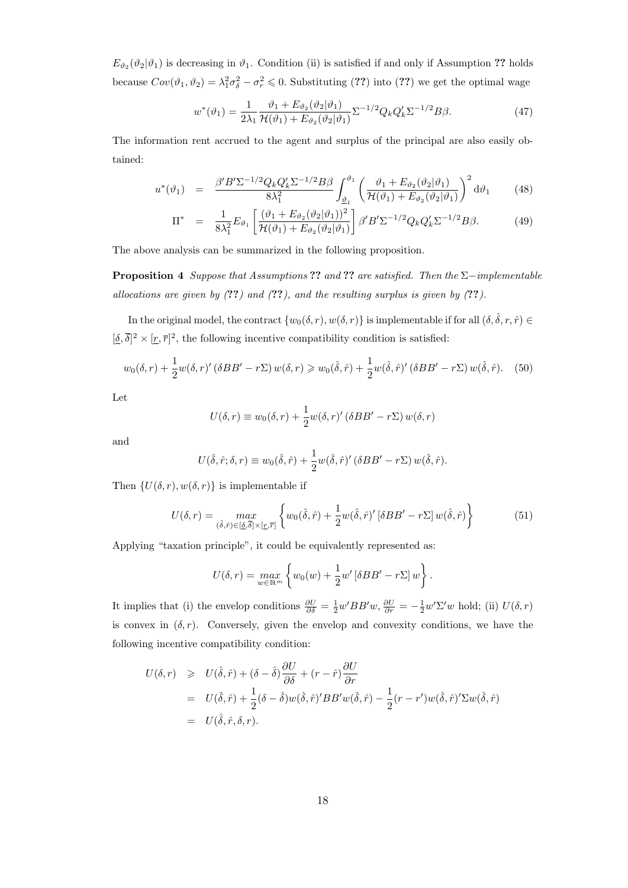$E_{\vartheta_2}(\vartheta_2|\vartheta_1)$ is decreasing in $\vartheta_1$. Condition (ii) is satisfied if and only if Assumption **??** holds because $Cov(\vartheta_1, \vartheta_2) = \lambda_1^2\sigma_\delta^2 - \sigma_r^2 \leqslant 0$. Substituting (**??**) into (**??**) we get the optimal wage

$$w^*(\vartheta_1) = \frac{1}{2\lambda_1}\frac{\vartheta_1 + E_{\vartheta_2}(\vartheta_2|\vartheta_1)}{\mathcal{H}(\vartheta_1) + E_{\vartheta_2}(\vartheta_2|\vartheta_1)}\Sigma^{-1/2}Q_kQ_k'\Sigma^{-1/2}B\beta. \tag{47}$$

The information rent accrued to the agent and surplus of the principal are also easily obtained:

$$u^*(\vartheta_1) = \frac{\beta' B'\Sigma^{-1/2}Q_kQ_k'\Sigma^{-1/2}B\beta}{8\lambda_1^2}\int_{\underline{\vartheta}_1}^{\vartheta_1}\left(\frac{\vartheta_1 + E_{\vartheta_2}(\vartheta_2|\vartheta_1)}{\mathcal{H}(\vartheta_1) + E_{\vartheta_2}(\vartheta_2|\vartheta_1)}\right)^2 \mathrm{d}\vartheta_1 \tag{48}$$

$$\Pi^* = \frac{1}{8\lambda_1^2}E_{\vartheta_1}\left[\frac{(\vartheta_1 + E_{\vartheta_2}(\vartheta_2|\vartheta_1))^2}{\mathcal{H}(\vartheta_1) + E_{\vartheta_2}(\vartheta_2|\vartheta_1)}\right]\beta' B'\Sigma^{-1/2}Q_kQ_k'\Sigma^{-1/2}B\beta. \tag{49}$$

The above analysis can be summarized in the following proposition.

**Proposition 4** *Suppose that Assumptions* **??** *and* **??** *are satisfied. Then the* $\Sigma-$*implementable allocations are given by (*??*) and (*??*), and the resulting surplus is given by (*??*).*

In the original model, the contract $\{w_0(\delta, r), w(\delta, r)\}$ is implementable if for all $(\delta, \hat{\delta}, r, \hat{r}) \in [\underline{\delta}, \overline{\delta}]^2 \times [\underline{r}, \overline{r}]^2$, the following incentive compatibility condition is satisfied:

$$w_0(\delta, r) + \frac{1}{2}w(\delta, r)'(\delta BB' - r\Sigma)\, w(\delta, r) \geqslant w_0(\hat{\delta}, \hat{r}) + \frac{1}{2}w(\hat{\delta}, \hat{r})'(\delta BB' - r\Sigma)\, w(\hat{\delta}, \hat{r}). \tag{50}$$

Let

$$U(\delta, r) \equiv w_0(\delta, r) + \frac{1}{2}w(\delta, r)'(\delta BB' - r\Sigma)\, w(\delta, r)$$

and

$$U(\hat{\delta}, \hat{r}; \delta, r) \equiv w_0(\hat{\delta}, \hat{r}) + \frac{1}{2}w(\hat{\delta}, \hat{r})'(\delta BB' - r\Sigma)\, w(\hat{\delta}, \hat{r}).$$

Then $\{U(\delta, r), w(\delta, r)\}$ is implementable if

$$U(\delta, r) = \max_{(\hat{\delta}, \hat{r}) \in [\underline{\delta}, \overline{\delta}] \times [\underline{r}, \overline{r}]}\left\{w_0(\hat{\delta}, \hat{r}) + \frac{1}{2}w(\hat{\delta}, \hat{r})'\left[\delta BB' - r\Sigma\right] w(\hat{\delta}, \hat{r})\right\} \tag{51}$$

Applying "taxation principle", it could be equivalently represented as:

$$U(\delta, r) = \max_{w \in \mathbb{R}^m}\left\{w_0(w) + \frac{1}{2}w'\left[\delta BB' - r\Sigma\right] w\right\}.$$

It implies that (i) the envelop conditions $\frac{\partial U}{\partial \delta} = \frac{1}{2}w'BB'w$, $\frac{\partial U}{\partial r} = -\frac{1}{2}w'\Sigma' w$ hold; (ii) $U(\delta, r)$ is convex in $(\delta, r)$. Conversely, given the envelop and convexity conditions, we have the following incentive compatibility condition:

$$\begin{aligned}
U(\delta, r) &\geqslant U(\hat{\delta}, \hat{r}) + (\delta - \hat{\delta})\frac{\partial U}{\partial \delta} + (r - \hat{r})\frac{\partial U}{\partial r} \\
&= U(\hat{\delta}, \hat{r}) + \frac{1}{2}(\delta - \hat{\delta})w(\hat{\delta}, \hat{r})'BB'w(\hat{\delta}, \hat{r}) - \frac{1}{2}(r - r')w(\hat{\delta}, \hat{r})'\Sigma w(\hat{\delta}, \hat{r}) \\
&= U(\hat{\delta}, \hat{r}, \delta, r).
\end{aligned}$$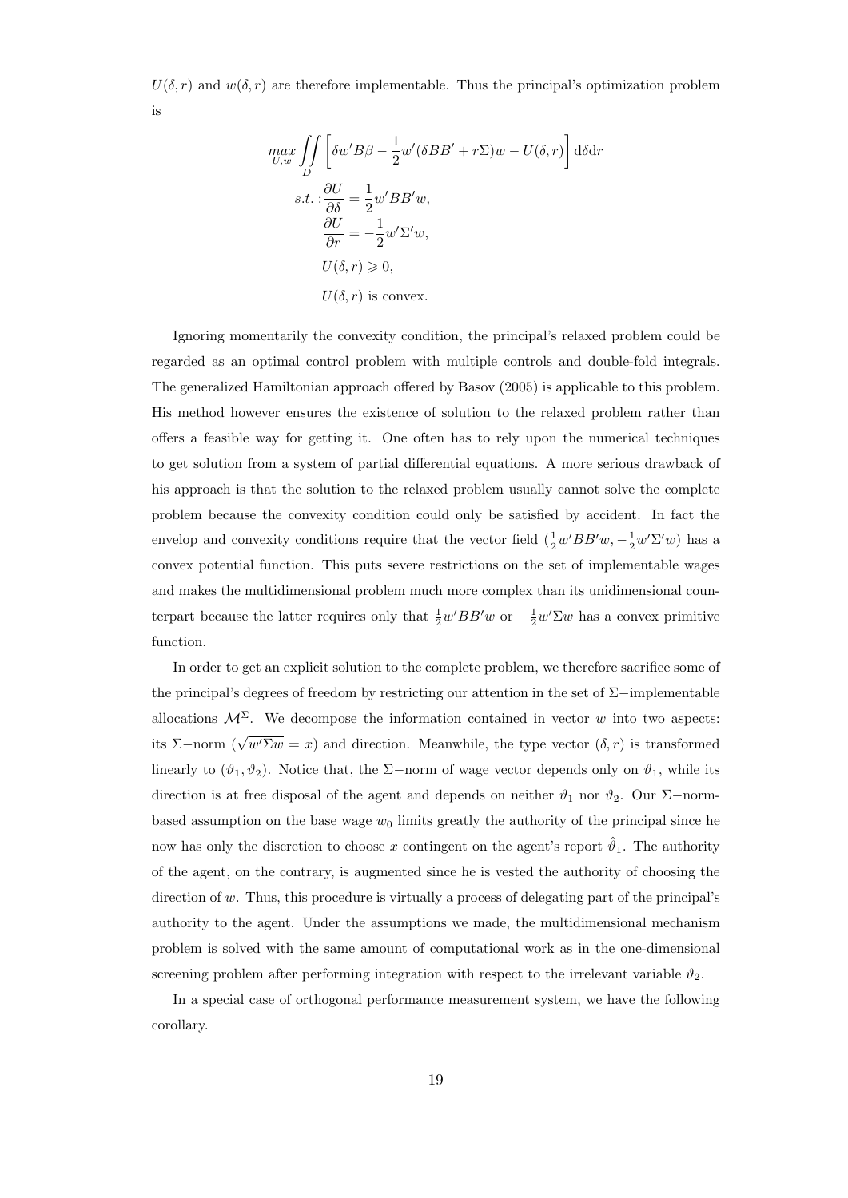$U(\delta, r)$ and $w(\delta, r)$ are therefore implementable. Thus the principal's optimization problem is

$$
\begin{aligned}
\max_{U,w} \iint_D & \left[ \delta w' B\beta - \frac{1}{2} w'(\delta BB' + r\Sigma)w - U(\delta, r) \right] \mathrm{d}\delta \mathrm{d}r \\
s.t. : & \frac{\partial U}{\partial \delta} = \frac{1}{2} w' BB' w, \\
& \frac{\partial U}{\partial r} = -\frac{1}{2} w' \Sigma' w, \\
& U(\delta, r) \geqslant 0, \\
& U(\delta, r) \text{ is convex.}
\end{aligned}
$$

Ignoring momentarily the convexity condition, the principal's relaxed problem could be regarded as an optimal control problem with multiple controls and double-fold integrals. The generalized Hamiltonian approach offered by Basov (2005) is applicable to this problem. His method however ensures the existence of solution to the relaxed problem rather than offers a feasible way for getting it. One often has to rely upon the numerical techniques to get solution from a system of partial differential equations. A more serious drawback of his approach is that the solution to the relaxed problem usually cannot solve the complete problem because the convexity condition could only be satisfied by accident. In fact the envelop and convexity conditions require that the vector field $(\frac{1}{2}w'BB'w, -\frac{1}{2}w'\Sigma'w)$ has a convex potential function. This puts severe restrictions on the set of implementable wages and makes the multidimensional problem much more complex than its unidimensional counterpart because the latter requires only that $\frac{1}{2}w'BB'w$ or $-\frac{1}{2}w'\Sigma w$ has a convex primitive function.

In order to get an explicit solution to the complete problem, we therefore sacrifice some of the principal's degrees of freedom by restricting our attention in the set of $\Sigma-$implementable allocations $\mathcal{M}^{\Sigma}$. We decompose the information contained in vector $w$ into two aspects: its $\Sigma-$norm ($\sqrt{w'\Sigma w} = x$) and direction. Meanwhile, the type vector $(\delta, r)$ is transformed linearly to $(\vartheta_1, \vartheta_2)$. Notice that, the $\Sigma-$norm of wage vector depends only on $\vartheta_1$, while its direction is at free disposal of the agent and depends on neither $\vartheta_1$ nor $\vartheta_2$. Our $\Sigma-$norm-based assumption on the base wage $w_0$ limits greatly the authority of the principal since he now has only the discretion to choose $x$ contingent on the agent's report $\hat{\vartheta}_1$. The authority of the agent, on the contrary, is augmented since he is vested the authority of choosing the direction of $w$. Thus, this procedure is virtually a process of delegating part of the principal's authority to the agent. Under the assumptions we made, the multidimensional mechanism problem is solved with the same amount of computational work as in the one-dimensional screening problem after performing integration with respect to the irrelevant variable $\vartheta_2$.

In a special case of orthogonal performance measurement system, we have the following corollary.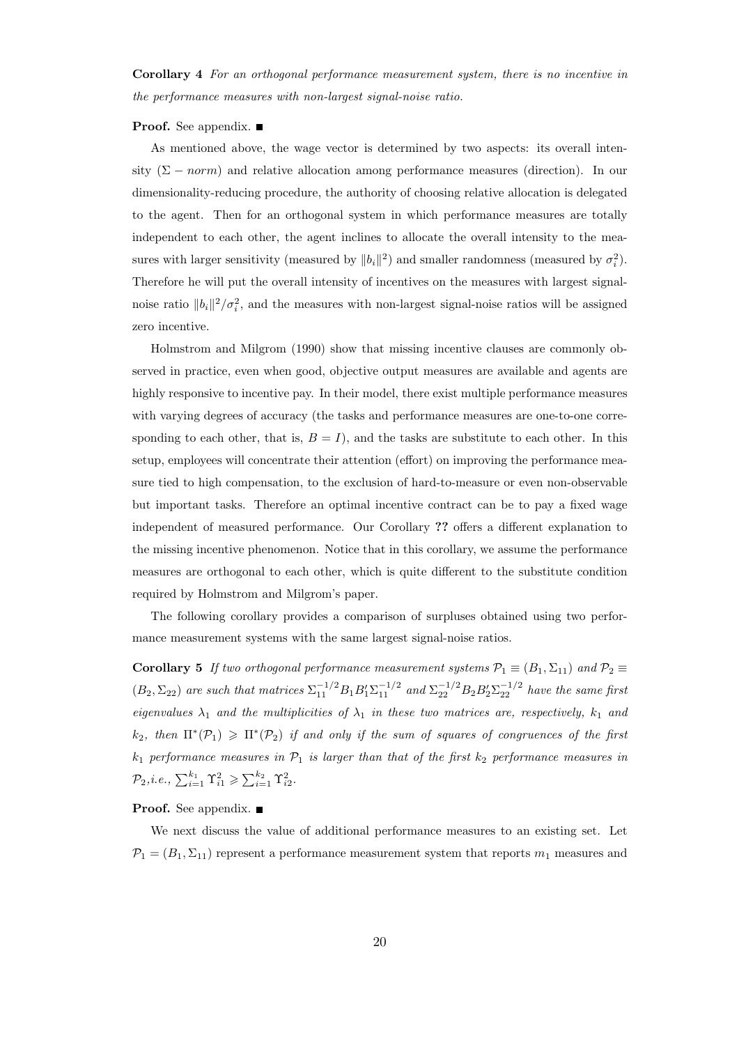**Corollary 4** *For an orthogonal performance measurement system, there is no incentive in the performance measures with non-largest signal-noise ratio.*

**Proof.** See appendix. ■

As mentioned above, the wage vector is determined by two aspects: its overall intensity ($\Sigma - norm$) and relative allocation among performance measures (direction). In our dimensionality-reducing procedure, the authority of choosing relative allocation is delegated to the agent. Then for an orthogonal system in which performance measures are totally independent to each other, the agent inclines to allocate the overall intensity to the measures with larger sensitivity (measured by $\|b_i\|^2$) and smaller randomness (measured by $\sigma_i^2$). Therefore he will put the overall intensity of incentives on the measures with largest signal-noise ratio $\|b_i\|^2/\sigma_i^2$, and the measures with non-largest signal-noise ratios will be assigned zero incentive.

Holmstrom and Milgrom (1990) show that missing incentive clauses are commonly observed in practice, even when good, objective output measures are available and agents are highly responsive to incentive pay. In their model, there exist multiple performance measures with varying degrees of accuracy (the tasks and performance measures are one-to-one corresponding to each other, that is, $B = I$), and the tasks are substitute to each other. In this setup, employees will concentrate their attention (effort) on improving the performance measure tied to high compensation, to the exclusion of hard-to-measure or even non-observable but important tasks. Therefore an optimal incentive contract can be to pay a fixed wage independent of measured performance. Our Corollary **??** offers a different explanation to the missing incentive phenomenon. Notice that in this corollary, we assume the performance measures are orthogonal to each other, which is quite different to the substitute condition required by Holmstrom and Milgrom's paper.

The following corollary provides a comparison of surpluses obtained using two performance measurement systems with the same largest signal-noise ratios.

**Corollary 5** *If two orthogonal performance measurement systems $\mathcal{P}_1 \equiv (B_1, \Sigma_{11})$ and $\mathcal{P}_2 \equiv (B_2, \Sigma_{22})$ are such that matrices $\Sigma_{11}^{-1/2} B_1 B_1' \Sigma_{11}^{-1/2}$ and $\Sigma_{22}^{-1/2} B_2 B_2' \Sigma_{22}^{-1/2}$ have the same first eigenvalues $\lambda_1$ and the multiplicities of $\lambda_1$ in these two matrices are, respectively, $k_1$ and $k_2$, then $\Pi^*(\mathcal{P}_1) \geqslant \Pi^*(\mathcal{P}_2)$ if and only if the sum of squares of congruences of the first $k_1$ performance measures in $\mathcal{P}_1$ is larger than that of the first $k_2$ performance measures in $\mathcal{P}_2$, i.e., $\sum_{i=1}^{k_1} \Upsilon_{i1}^2 \geqslant \sum_{i=1}^{k_2} \Upsilon_{i2}^2$.*

**Proof.** See appendix. ■

We next discuss the value of additional performance measures to an existing set. Let $\mathcal{P}_1 = (B_1, \Sigma_{11})$ represent a performance measurement system that reports $m_1$ measures and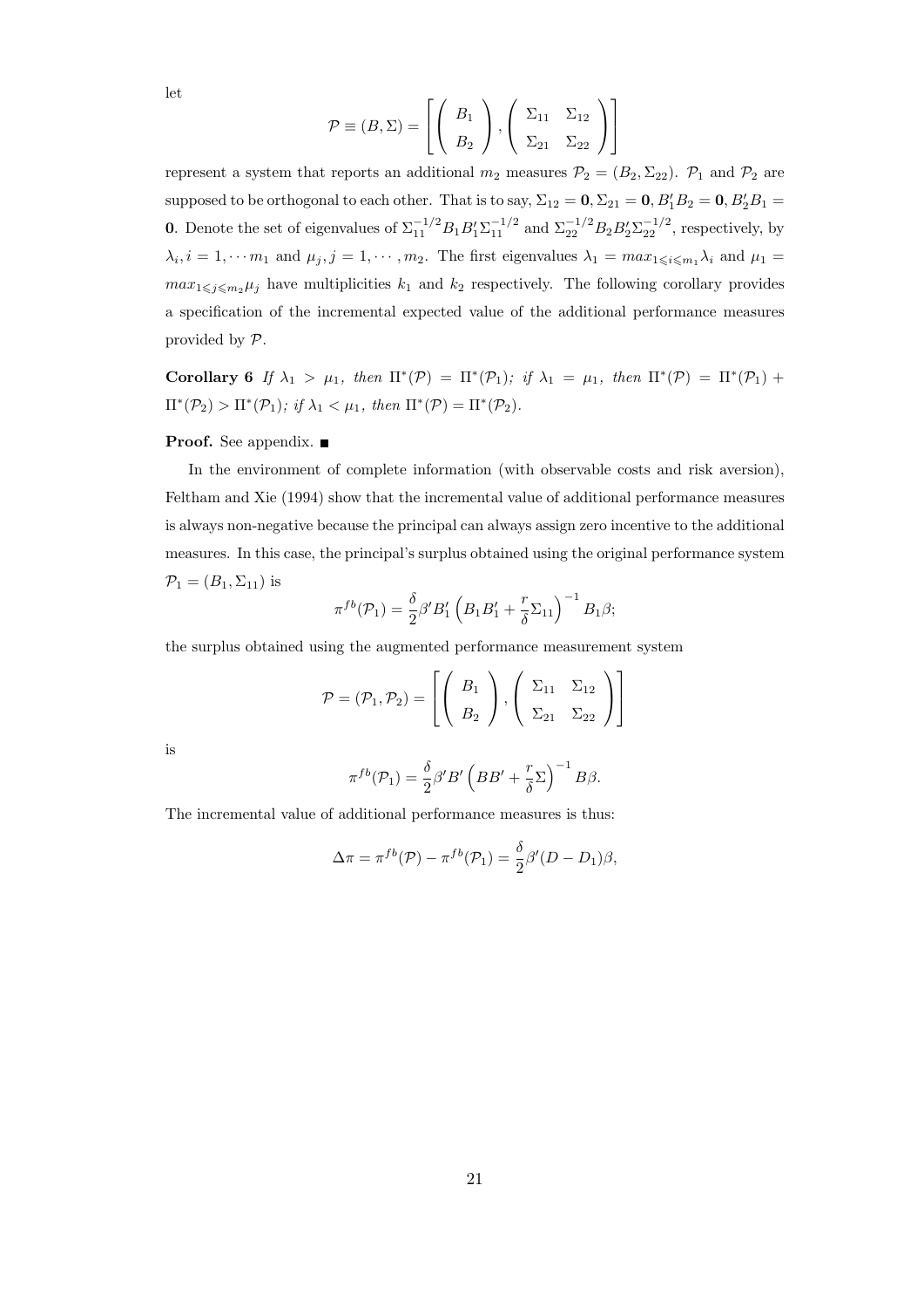let

$$\mathcal{P} \equiv (B, \Sigma) = \left[ \left( \begin{array}{c} B_1 \\ B_2 \end{array} \right), \left( \begin{array}{cc} \Sigma_{11} & \Sigma_{12} \\ \Sigma_{21} & \Sigma_{22} \end{array} \right) \right]$$

represent a system that reports an additional $m_2$ measures $\mathcal{P}_2 = (B_2, \Sigma_{22})$. $\mathcal{P}_1$ and $\mathcal{P}_2$ are supposed to be orthogonal to each other. That is to say, $\Sigma_{12} = \mathbf{0}, \Sigma_{21} = \mathbf{0}, B_1' B_2 = \mathbf{0}, B_2' B_1 = \mathbf{0}$. Denote the set of eigenvalues of $\Sigma_{11}^{-1/2} B_1 B_1' \Sigma_{11}^{-1/2}$ and $\Sigma_{22}^{-1/2} B_2 B_2' \Sigma_{22}^{-1/2}$, respectively, by $\lambda_i, i = 1, \cdots m_1$ and $\mu_j, j = 1, \cdots, m_2$. The first eigenvalues $\lambda_1 = max_{1 \leqslant i \leqslant m_1} \lambda_i$ and $\mu_1 = max_{1 \leqslant j \leqslant m_2} \mu_j$ have multiplicities $k_1$ and $k_2$ respectively. The following corollary provides a specification of the incremental expected value of the additional performance measures provided by $\mathcal{P}$.

**Corollary 6** *If $\lambda_1 > \mu_1$, then $\Pi^*(\mathcal{P}) = \Pi^*(\mathcal{P}_1)$; if $\lambda_1 = \mu_1$, then $\Pi^*(\mathcal{P}) = \Pi^*(\mathcal{P}_1) + \Pi^*(\mathcal{P}_2) > \Pi^*(\mathcal{P}_1)$; if $\lambda_1 < \mu_1$, then $\Pi^*(\mathcal{P}) = \Pi^*(\mathcal{P}_2)$.*

**Proof.** See appendix. ■

In the environment of complete information (with observable costs and risk aversion), Feltham and Xie (1994) show that the incremental value of additional performance measures is always non-negative because the principal can always assign zero incentive to the additional measures. In this case, the principal's surplus obtained using the original performance system $\mathcal{P}_1 = (B_1, \Sigma_{11})$ is

$$\pi^{fb}(\mathcal{P}_1) = \frac{\delta}{2} \beta' B_1' \left( B_1 B_1' + \frac{r}{\delta} \Sigma_{11} \right)^{-1} B_1 \beta;$$

the surplus obtained using the augmented performance measurement system

$$\mathcal{P} = (\mathcal{P}_1, \mathcal{P}_2) = \left[ \left( \begin{array}{c} B_1 \\ B_2 \end{array} \right), \left( \begin{array}{cc} \Sigma_{11} & \Sigma_{12} \\ \Sigma_{21} & \Sigma_{22} \end{array} \right) \right]$$

is

$$\pi^{fb}(\mathcal{P}_1) = \frac{\delta}{2} \beta' B' \left( B B' + \frac{r}{\delta} \Sigma \right)^{-1} B \beta.$$

The incremental value of additional performance measures is thus:

$$\Delta \pi = \pi^{fb}(\mathcal{P}) - \pi^{fb}(\mathcal{P}_1) = \frac{\delta}{2} \beta' (D - D_1) \beta,$$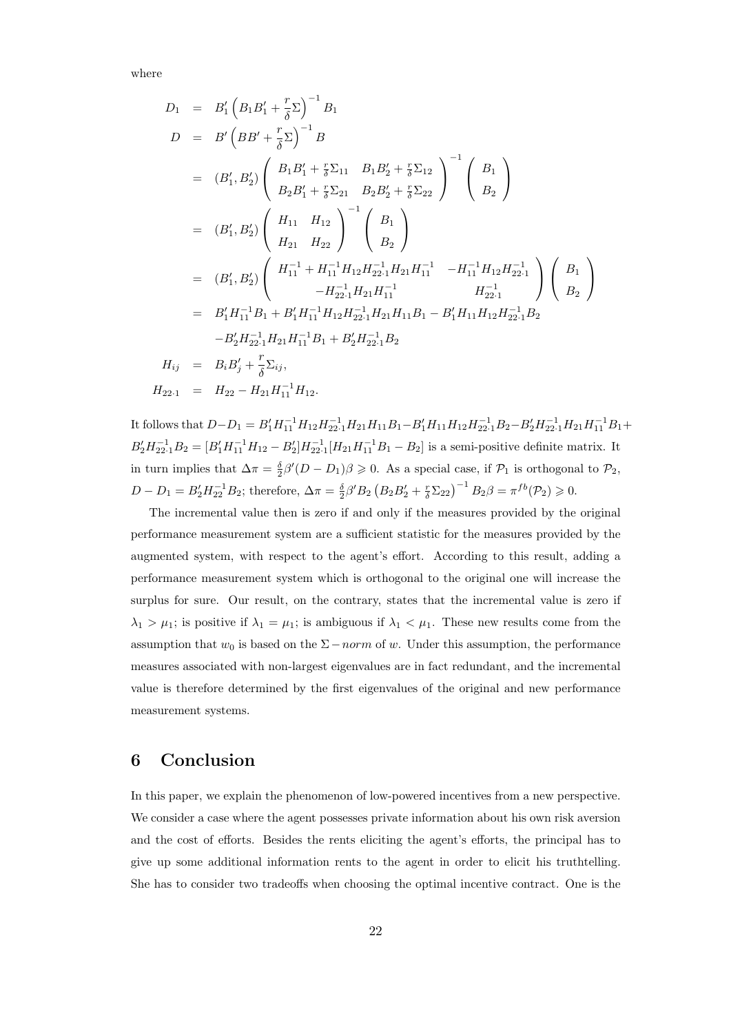where

$$
\begin{aligned}
D_1 &= B_1'\left(B_1B_1' + \frac{r}{\delta}\Sigma\right)^{-1}B_1 \\
D &= B'\left(BB' + \frac{r}{\delta}\Sigma\right)^{-1}B \\
&= (B_1', B_2')\begin{pmatrix} B_1B_1' + \frac{r}{\delta}\Sigma_{11} & B_1B_2' + \frac{r}{\delta}\Sigma_{12} \\ B_2B_1' + \frac{r}{\delta}\Sigma_{21} & B_2B_2' + \frac{r}{\delta}\Sigma_{22} \end{pmatrix}^{-1}\begin{pmatrix} B_1 \\ B_2 \end{pmatrix} \\
&= (B_1', B_2')\begin{pmatrix} H_{11} & H_{12} \\ H_{21} & H_{22} \end{pmatrix}^{-1}\begin{pmatrix} B_1 \\ B_2 \end{pmatrix} \\
&= (B_1', B_2')\begin{pmatrix} H_{11}^{-1} + H_{11}^{-1}H_{12}H_{22\cdot 1}^{-1}H_{21}H_{11}^{-1} & -H_{11}^{-1}H_{12}H_{22\cdot 1}^{-1} \\ -H_{22\cdot 1}^{-1}H_{21}H_{11}^{-1} & H_{22\cdot 1}^{-1} \end{pmatrix}\begin{pmatrix} B_1 \\ B_2 \end{pmatrix} \\
&= B_1'H_{11}^{-1}B_1 + B_1'H_{11}^{-1}H_{12}H_{22\cdot 1}^{-1}H_{21}H_{11}B_1 - B_1'H_{11}H_{12}H_{22\cdot 1}^{-1}B_2 \\
&\quad - B_2'H_{22\cdot 1}^{-1}H_{21}H_{11}^{-1}B_1 + B_2'H_{22\cdot 1}^{-1}B_2 \\
H_{ij} &= B_iB_j' + \frac{r}{\delta}\Sigma_{ij}, \\
H_{22\cdot 1} &= H_{22} - H_{21}H_{11}^{-1}H_{12}.
\end{aligned}
$$

It follows that $D - D_1 = B_1'H_{11}^{-1}H_{12}H_{22\cdot 1}^{-1}H_{21}H_{11}B_1 - B_1'H_{11}H_{12}H_{22\cdot 1}^{-1}B_2 - B_2'H_{22\cdot 1}^{-1}H_{21}H_{11}^{-1}B_1 + B_2'H_{22\cdot 1}^{-1}B_2 = [B_1'H_{11}^{-1}H_{12} - B_2']H_{22\cdot 1}^{-1}[H_{21}H_{11}^{-1}B_1 - B_2]$ is a semi-positive definite matrix. It in turn implies that $\Delta\pi = \frac{\delta}{2}\beta'(D - D_1)\beta \geqslant 0$. As a special case, if $\mathcal{P}_1$ is orthogonal to $\mathcal{P}_2$, $D - D_1 = B_2'H_{22}^{-1}B_2$; therefore, $\Delta\pi = \frac{\delta}{2}\beta'B_2\left(B_2B_2' + \frac{r}{\delta}\Sigma_{22}\right)^{-1}B_2\beta = \pi^{fb}(\mathcal{P}_2) \geqslant 0$.

The incremental value then is zero if and only if the measures provided by the original performance measurement system are a sufficient statistic for the measures provided by the augmented system, with respect to the agent's effort. According to this result, adding a performance measurement system which is orthogonal to the original one will increase the surplus for sure. Our result, on the contrary, states that the incremental value is zero if $\lambda_1 > \mu_1$; is positive if $\lambda_1 = \mu_1$; is ambiguous if $\lambda_1 < \mu_1$. These new results come from the assumption that $w_0$ is based on the $\Sigma - norm$ of $w$. Under this assumption, the performance measures associated with non-largest eigenvalues are in fact redundant, and the incremental value is therefore determined by the first eigenvalues of the original and new performance measurement systems.

## 6 Conclusion

In this paper, we explain the phenomenon of low-powered incentives from a new perspective. We consider a case where the agent possesses private information about his own risk aversion and the cost of efforts. Besides the rents eliciting the agent's efforts, the principal has to give up some additional information rents to the agent in order to elicit his truthtelling. She has to consider two tradeoffs when choosing the optimal incentive contract. One is the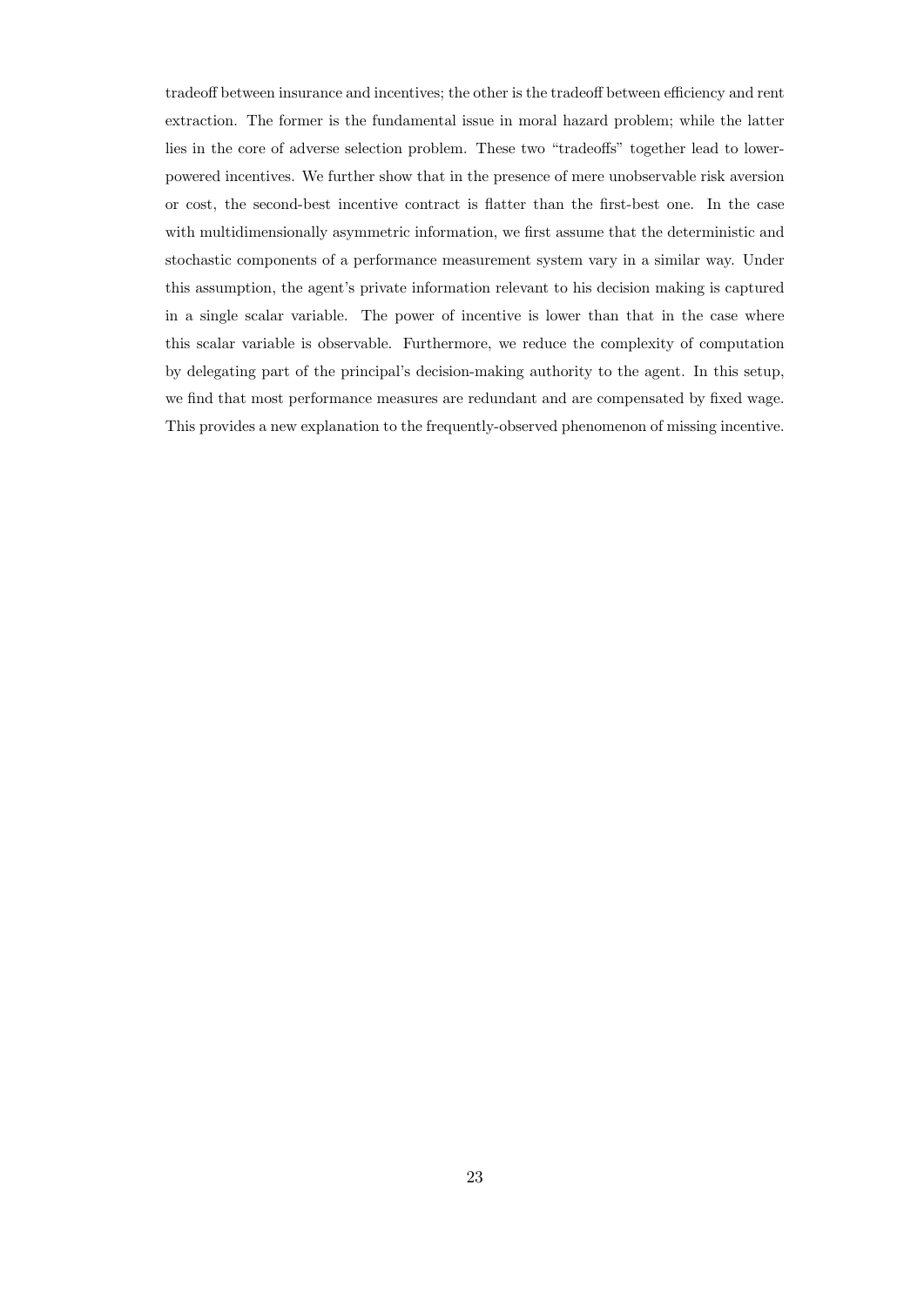tradeoff between insurance and incentives; the other is the tradeoff between efficiency and rent extraction. The former is the fundamental issue in moral hazard problem; while the latter lies in the core of adverse selection problem. These two "tradeoffs" together lead to lower-powered incentives. We further show that in the presence of mere unobservable risk aversion or cost, the second-best incentive contract is flatter than the first-best one. In the case with multidimensionally asymmetric information, we first assume that the deterministic and stochastic components of a performance measurement system vary in a similar way. Under this assumption, the agent's private information relevant to his decision making is captured in a single scalar variable. The power of incentive is lower than that in the case where this scalar variable is observable. Furthermore, we reduce the complexity of computation by delegating part of the principal's decision-making authority to the agent. In this setup, we find that most performance measures are redundant and are compensated by fixed wage. This provides a new explanation to the frequently-observed phenomenon of missing incentive.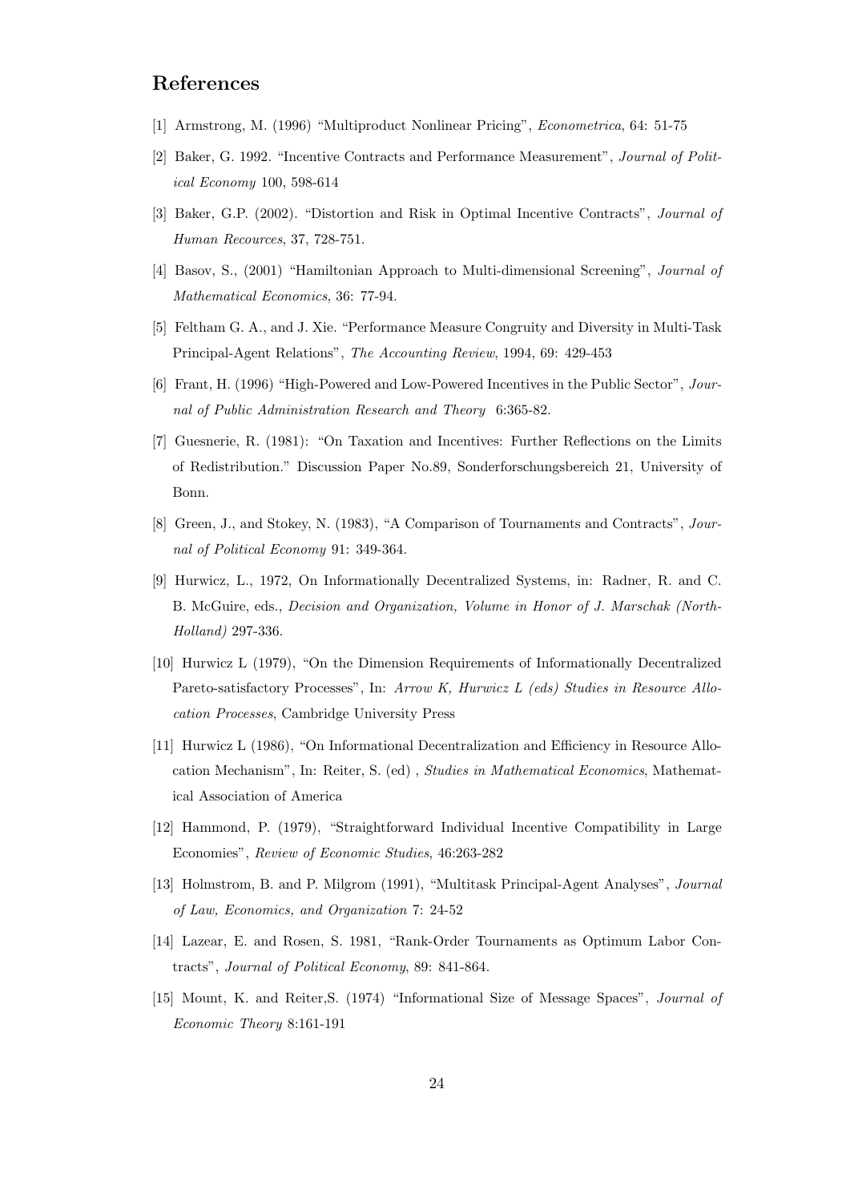## References

[1] Armstrong, M. (1996) "Multiproduct Nonlinear Pricing", *Econometrica*, 64: 51-75

[2] Baker, G. 1992. "Incentive Contracts and Performance Measurement", *Journal of Political Economy* 100, 598-614

[3] Baker, G.P. (2002). "Distortion and Risk in Optimal Incentive Contracts", *Journal of Human Recources*, 37, 728-751.

[4] Basov, S., (2001) "Hamiltonian Approach to Multi-dimensional Screening", *Journal of Mathematical Economics*, 36: 77-94.

[5] Feltham G. A., and J. Xie. "Performance Measure Congruity and Diversity in Multi-Task Principal-Agent Relations", *The Accounting Review*, 1994, 69: 429-453

[6] Frant, H. (1996) "High-Powered and Low-Powered Incentives in the Public Sector", *Journal of Public Administration Research and Theory* 6:365-82.

[7] Guesnerie, R. (1981): "On Taxation and Incentives: Further Reflections on the Limits of Redistribution." Discussion Paper No.89, Sonderforschungsbereich 21, University of Bonn.

[8] Green, J., and Stokey, N. (1983), "A Comparison of Tournaments and Contracts", *Journal of Political Economy* 91: 349-364.

[9] Hurwicz, L., 1972, On Informationally Decentralized Systems, in: Radner, R. and C. B. McGuire, eds., *Decision and Organization, Volume in Honor of J. Marschak (North-Holland)* 297-336.

[10] Hurwicz L (1979), "On the Dimension Requirements of Informationally Decentralized Pareto-satisfactory Processes", In: *Arrow K, Hurwicz L (eds) Studies in Resource Allocation Processes*, Cambridge University Press

[11] Hurwicz L (1986), "On Informational Decentralization and Efficiency in Resource Allocation Mechanism", In: Reiter, S. (ed) , *Studies in Mathematical Economics*, Mathematical Association of America

[12] Hammond, P. (1979), "Straightforward Individual Incentive Compatibility in Large Economies", *Review of Economic Studies*, 46:263-282

[13] Holmstrom, B. and P. Milgrom (1991), "Multitask Principal-Agent Analyses", *Journal of Law, Economics, and Organization* 7: 24-52

[14] Lazear, E. and Rosen, S. 1981, "Rank-Order Tournaments as Optimum Labor Contracts", *Journal of Political Economy*, 89: 841-864.

[15] Mount, K. and Reiter,S. (1974) "Informational Size of Message Spaces", *Journal of Economic Theory* 8:161-191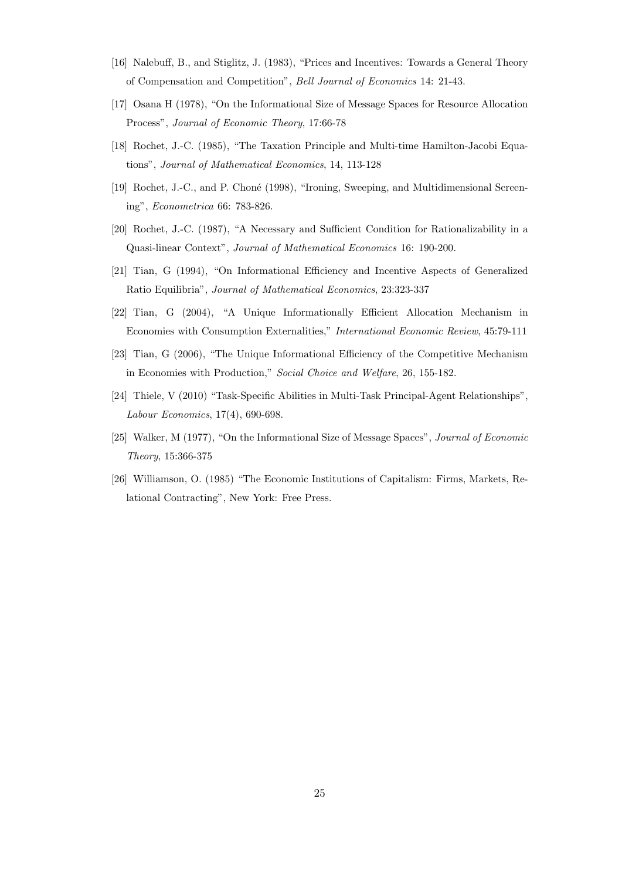[16] Nalebuff, B., and Stiglitz, J. (1983), "Prices and Incentives: Towards a General Theory of Compensation and Competition", *Bell Journal of Economics* 14: 21-43.

[17] Osana H (1978), "On the Informational Size of Message Spaces for Resource Allocation Process", *Journal of Economic Theory*, 17:66-78

[18] Rochet, J.-C. (1985), "The Taxation Principle and Multi-time Hamilton-Jacobi Equations", *Journal of Mathematical Economics*, 14, 113-128

[19] Rochet, J.-C., and P. Choné (1998), "Ironing, Sweeping, and Multidimensional Screening", *Econometrica* 66: 783-826.

[20] Rochet, J.-C. (1987), "A Necessary and Sufficient Condition for Rationalizability in a Quasi-linear Context", *Journal of Mathematical Economics* 16: 190-200.

[21] Tian, G (1994), "On Informational Efficiency and Incentive Aspects of Generalized Ratio Equilibria", *Journal of Mathematical Economics*, 23:323-337

[22] Tian, G (2004), "A Unique Informationally Efficient Allocation Mechanism in Economies with Consumption Externalities," *International Economic Review*, 45:79-111

[23] Tian, G (2006), "The Unique Informational Efficiency of the Competitive Mechanism in Economies with Production," *Social Choice and Welfare*, 26, 155-182.

[24] Thiele, V (2010) "Task-Specific Abilities in Multi-Task Principal-Agent Relationships", *Labour Economics*, 17(4), 690-698.

[25] Walker, M (1977), "On the Informational Size of Message Spaces", *Journal of Economic Theory*, 15:366-375

[26] Williamson, O. (1985) "The Economic Institutions of Capitalism: Firms, Markets, Relational Contracting", New York: Free Press.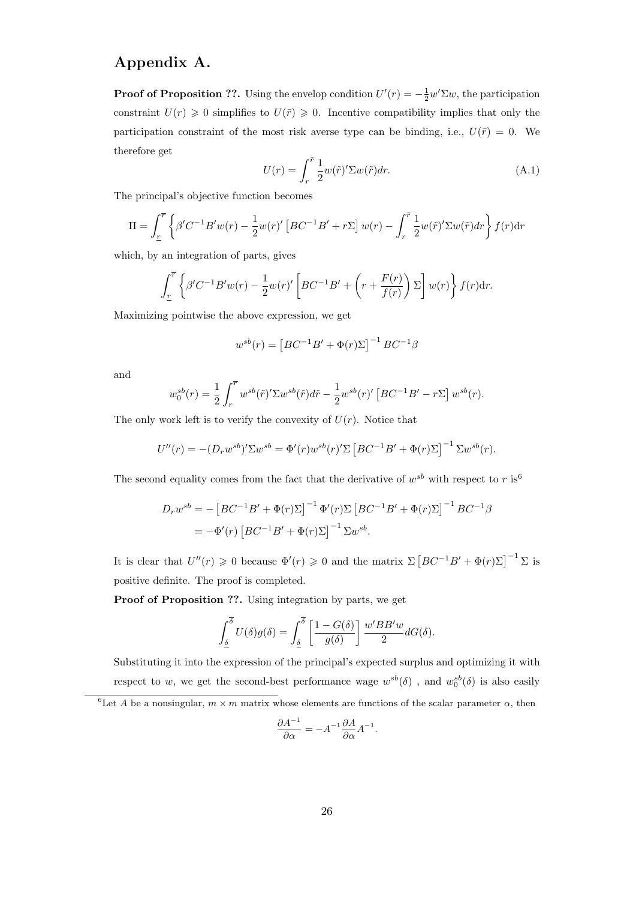## Appendix A.

**Proof of Proposition ??.** Using the envelop condition $U'(r) = -\frac{1}{2}w'\Sigma w$, the participation constraint $U(r) \geqslant 0$ simplifies to $U(\bar{r}) \geqslant 0$. Incentive compatibility implies that only the participation constraint of the most risk averse type can be binding, i.e., $U(\bar{r}) = 0$. We therefore get

$$U(r) = \int_r^{\bar{r}} \frac{1}{2} w(\tilde{r})'\Sigma w(\tilde{r}) dr. \tag{A.1}$$

The principal's objective function becomes

$$\Pi = \int_{\underline{r}}^{\overline{r}} \left\{ \beta' C^{-1} B' w(r) - \frac{1}{2} w(r)' \left[ BC^{-1}B' + r\Sigma \right] w(r) - \int_r^{\bar{r}} \frac{1}{2} w(\tilde{r})'\Sigma w(\tilde{r}) dr \right\} f(r) \mathrm{d}r$$

which, by an integration of parts, gives

$$\int_{\underline{r}}^{\overline{r}} \left\{ \beta' C^{-1} B' w(r) - \frac{1}{2} w(r)' \left[ BC^{-1}B' + \left( r + \frac{F(r)}{f(r)} \right) \Sigma \right] w(r) \right\} f(r) \mathrm{d}r.$$

Maximizing pointwise the above expression, we get

$$w^{sb}(r) = \left[ BC^{-1}B' + \Phi(r)\Sigma \right]^{-1} BC^{-1}\beta$$

and

$$w_0^{sb}(r) = \frac{1}{2} \int_r^{\overline{r}} w^{sb}(\tilde{r})'\Sigma w^{sb}(\tilde{r}) d\tilde{r} - \frac{1}{2} w^{sb}(r)' \left[ BC^{-1}B' - r\Sigma \right] w^{sb}(r).$$

The only work left is to verify the convexity of $U(r)$. Notice that

$$U''(r) = -(D_r w^{sb})'\Sigma w^{sb} = \Phi'(r) w^{sb}(r)'\Sigma \left[ BC^{-1}B' + \Phi(r)\Sigma \right]^{-1} \Sigma w^{sb}(r).$$

The second equality comes from the fact that the derivative of $w^{sb}$ with respect to $r$ is[6]

$$\begin{aligned} D_r w^{sb} &= -\left[ BC^{-1}B' + \Phi(r)\Sigma \right]^{-1} \Phi'(r)\Sigma \left[ BC^{-1}B' + \Phi(r)\Sigma \right]^{-1} BC^{-1}\beta \\ &= -\Phi'(r) \left[ BC^{-1}B' + \Phi(r)\Sigma \right]^{-1} \Sigma w^{sb}. \end{aligned}$$

It is clear that $U''(r) \geqslant 0$ because $\Phi'(r) \geqslant 0$ and the matrix $\Sigma \left[ BC^{-1}B' + \Phi(r)\Sigma \right]^{-1} \Sigma$ is positive definite. The proof is completed.

**Proof of Proposition ??.** Using integration by parts, we get

$$\int_{\underline{\delta}}^{\overline{\delta}} U(\delta) g(\delta) = \int_{\underline{\delta}}^{\overline{\delta}} \left[ \frac{1 - G(\delta)}{g(\delta)} \right] \frac{w'BB'w}{2} dG(\delta).$$

Substituting it into the expression of the principal's expected surplus and optimizing it with respect to $w$, we get the second-best performance wage $w^{sb}(\delta)$ , and $w_0^{sb}(\delta)$ is also easily

[6] Let $A$ be a nonsingular, $m \times m$ matrix whose elements are functions of the scalar parameter $\alpha$, then

$$\frac{\partial A^{-1}}{\partial \alpha} = -A^{-1} \frac{\partial A}{\partial \alpha} A^{-1}.$$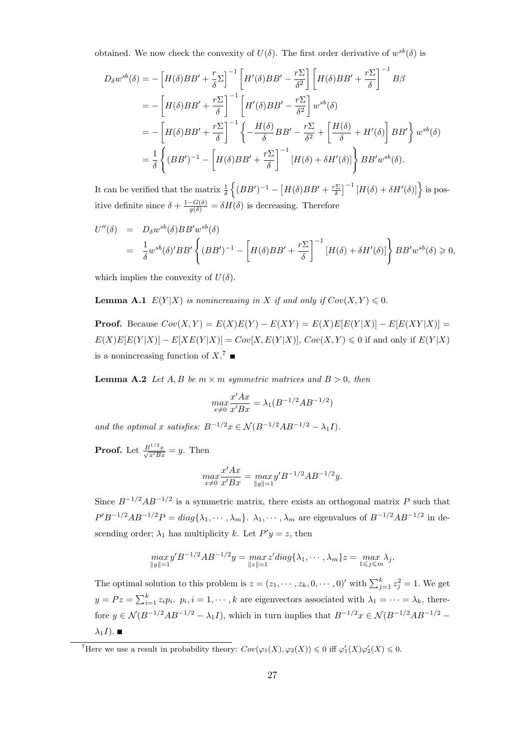obtained. We now check the convexity of $U(\delta)$. The first order derivative of $w^{sb}(\delta)$ is

$$
\begin{aligned}
D_\delta w^{sb}(\delta) &= -\left[H(\delta)BB' + \frac{r}{\delta}\Sigma\right]^{-1}\left[H'(\delta)BB' - \frac{r\Sigma}{\delta^2}\right]\left[H(\delta)BB' + \frac{r\Sigma}{\delta}\right]^{-1} B\beta \\
&= -\left[H(\delta)BB' + \frac{r\Sigma}{\delta}\right]^{-1}\left[H'(\delta)BB' - \frac{r\Sigma}{\delta^2}\right] w^{sb}(\delta) \\
&= -\left[H(\delta)BB' + \frac{r\Sigma}{\delta}\right]^{-1}\left\{-\frac{H(\delta)}{\delta}BB' - \frac{r\Sigma}{\delta^2} + \left[\frac{H(\delta)}{\delta} + H'(\delta)\right]BB'\right\} w^{sb}(\delta) \\
&= \frac{1}{\delta}\left\{(BB')^{-1} - \left[H(\delta)BB' + \frac{r\Sigma}{\delta}\right]^{-1}\left[H(\delta) + \delta H'(\delta)\right]\right\} BB' w^{sb}(\delta).
\end{aligned}
$$

It can be verified that the matrix $\frac{1}{\delta}\left\{(BB')^{-1} - \left[H(\delta)BB' + \frac{r\Sigma}{\delta}\right]^{-1}\left[H(\delta) + \delta H'(\delta)\right]\right\}$ is positive definite since $\delta + \frac{1-G(\delta)}{g(\delta)} = \delta H(\delta)$ is decreasing. Therefore

$$
\begin{aligned}
U''(\delta) &= D_\delta w^{sb}(\delta) BB' w^{sb}(\delta) \\
&= \frac{1}{\delta} w^{sb}(\delta)' BB' \left\{(BB')^{-1} - \left[H(\delta)BB' + \frac{r\Sigma}{\delta}\right]^{-1}\left[H(\delta) + \delta H'(\delta)\right]\right\} BB' w^{sb}(\delta) \geqslant 0,
\end{aligned}
$$

which implies the convexity of $U(\delta)$.

**Lemma A.1** *$E(Y|X)$ is nonincreasing in $X$ if and only if $Cov(X,Y) \leqslant 0$.*

**Proof.** Because $Cov(X,Y) = E(X)E(Y) - E(XY) = E(X)E[E(Y|X)] - E[E(XY|X)] = E(X)E[E(Y|X)] - E[XE(Y|X)] = Cov[X, E(Y|X)]$, $Cov(X,Y) \leqslant 0$ if and only if $E(Y|X)$ is a nonincreasing function of $X$.[7] ∎

**Lemma A.2** *Let $A, B$ be $m \times m$ symmetric matrices and $B > 0$, then*

$$
\max_{x \neq 0} \frac{x'Ax}{x'Bx} = \lambda_1(B^{-1/2}AB^{-1/2})
$$

*and the optimal $x$ satisfies: $B^{-1/2}x \in \mathcal{N}(B^{-1/2}AB^{-1/2} - \lambda_1 I)$.*

**Proof.** Let $\frac{B^{1/2}x}{\sqrt{x'Bx}} = y$. Then

$$
\max_{x \neq 0} \frac{x'Ax}{x'Bx} = \max_{\|y\|=1} y'B^{-1/2}AB^{-1/2}y.
$$

Since $B^{-1/2}AB^{-1/2}$ is a symmetric matrix, there exists an orthogonal matrix $P$ such that $P'B^{-1/2}AB^{-1/2}P = diag\{\lambda_1, \cdots, \lambda_m\}$. $\lambda_1, \cdots, \lambda_m$ are eigenvalues of $B^{-1/2}AB^{-1/2}$ in descending order; $\lambda_1$ has multiplicity $k$. Let $P'y = z$, then

$$
\max_{\|y\|=1} y'B^{-1/2}AB^{-1/2}y = \max_{\|z\|=1} z' diag\{\lambda_1, \cdots, \lambda_m\} z = \max_{1 \leqslant j \leqslant m} \lambda_j.
$$

The optimal solution to this problem is $z = (z_1, \cdots, z_k, 0, \cdots, 0)'$ with $\sum_{j=1}^k z_j^2 = 1$. We get $y = Pz = \sum_{i=1}^k z_i p_i$. $p_i, i = 1, \cdots, k$ are eigenvectors associated with $\lambda_1 = \cdots = \lambda_k$, therefore $y \in \mathcal{N}(B^{-1/2}AB^{-1/2} - \lambda_1 I)$, which in turn implies that $B^{-1/2}x \in \mathcal{N}(B^{-1/2}AB^{-1/2} - \lambda_1 I)$. ∎

---

[7] Here we use a result in probability theory: $Cov(\varphi_1(X), \varphi_2(X)) \leqslant 0$ iff $\varphi_1'(X)\varphi_2'(X) \leqslant 0$.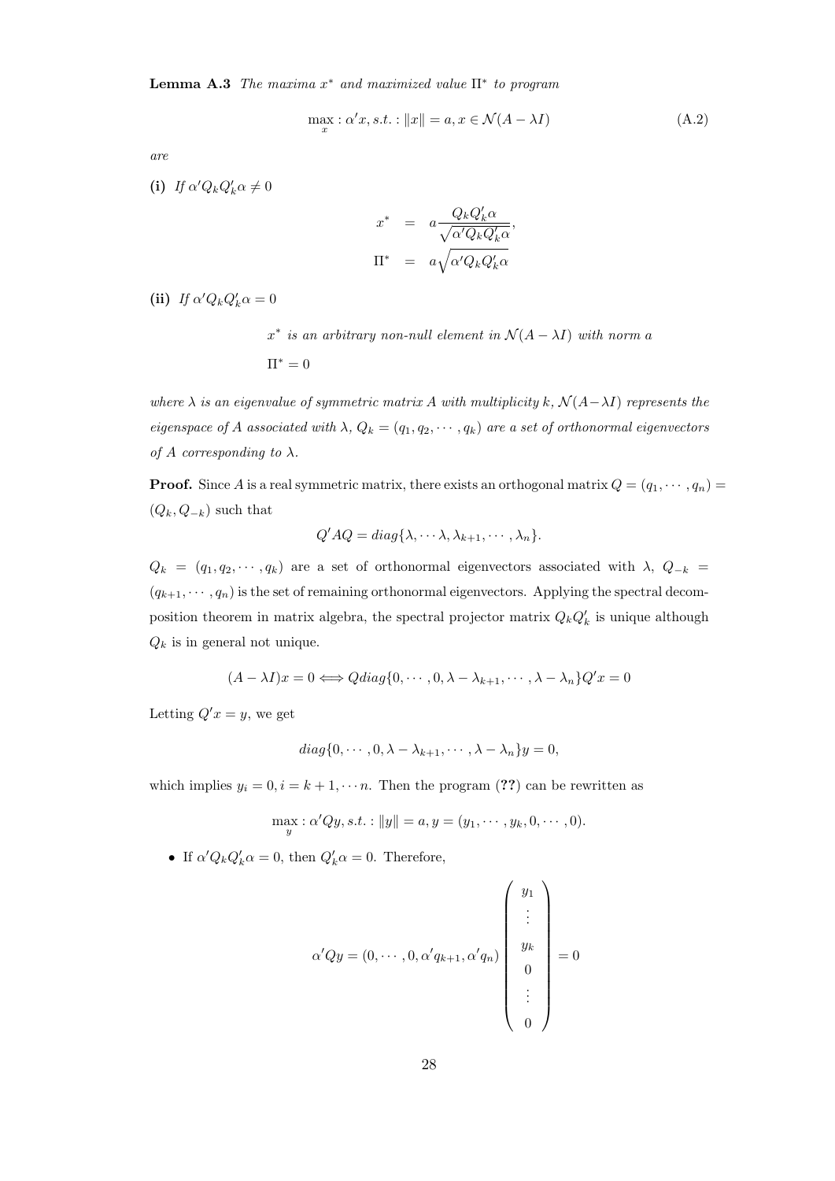**Lemma A.3** *The maxima $x^*$ and maximized value $\Pi^*$ to program*

$$\max_x : \alpha' x, s.t. : \|x\| = a, x \in \mathcal{N}(A - \lambda I) \tag{A.2}$$

*are*

**(i)** *If $\alpha' Q_k Q_k' \alpha \neq 0$*

$$\begin{aligned} x^* &= a \frac{Q_k Q_k' \alpha}{\sqrt{\alpha' Q_k Q_k' \alpha}}, \\ \Pi^* &= a \sqrt{\alpha' Q_k Q_k' \alpha} \end{aligned}$$

**(ii)** *If $\alpha' Q_k Q_k' \alpha = 0$*

*$x^*$ is an arbitrary non-null element in $\mathcal{N}(A - \lambda I)$ with norm $a$*

$\Pi^* = 0$

*where $\lambda$ is an eigenvalue of symmetric matrix $A$ with multiplicity $k$, $\mathcal{N}(A - \lambda I)$ represents the eigenspace of $A$ associated with $\lambda$, $Q_k = (q_1, q_2, \cdots, q_k)$ are a set of orthonormal eigenvectors of $A$ corresponding to $\lambda$.*

**Proof.** Since $A$ is a real symmetric matrix, there exists an orthogonal matrix $Q = (q_1, \cdots, q_n) = (Q_k, Q_{-k})$ such that

$$Q' A Q = diag\{\lambda, \cdots \lambda, \lambda_{k+1}, \cdots, \lambda_n\}.$$

$Q_k = (q_1, q_2, \cdots, q_k)$ are a set of orthonormal eigenvectors associated with $\lambda$, $Q_{-k} = (q_{k+1}, \cdots, q_n)$ is the set of remaining orthonormal eigenvectors. Applying the spectral decomposition theorem in matrix algebra, the spectral projector matrix $Q_k Q_k'$ is unique although $Q_k$ is in general not unique.

$$(A - \lambda I)x = 0 \Longleftrightarrow Q diag\{0, \cdots, 0, \lambda - \lambda_{k+1}, \cdots, \lambda - \lambda_n\} Q' x = 0$$

Letting $Q' x = y$, we get

$$diag\{0, \cdots, 0, \lambda - \lambda_{k+1}, \cdots, \lambda - \lambda_n\} y = 0,$$

which implies $y_i = 0, i = k+1, \cdots n$. Then the program (**??**) can be rewritten as

$$\max_y : \alpha' Q y, s.t. : \|y\| = a, y = (y_1, \cdots, y_k, 0, \cdots, 0).$$

- If $\alpha' Q_k Q_k' \alpha = 0$, then $Q_k' \alpha = 0$. Therefore,

$$\alpha' Q y = (0, \cdots, 0, \alpha' q_{k+1}, \alpha' q_n) \begin{pmatrix} y_1 \\ \vdots \\ y_k \\ 0 \\ \vdots \\ 0 \end{pmatrix} = 0$$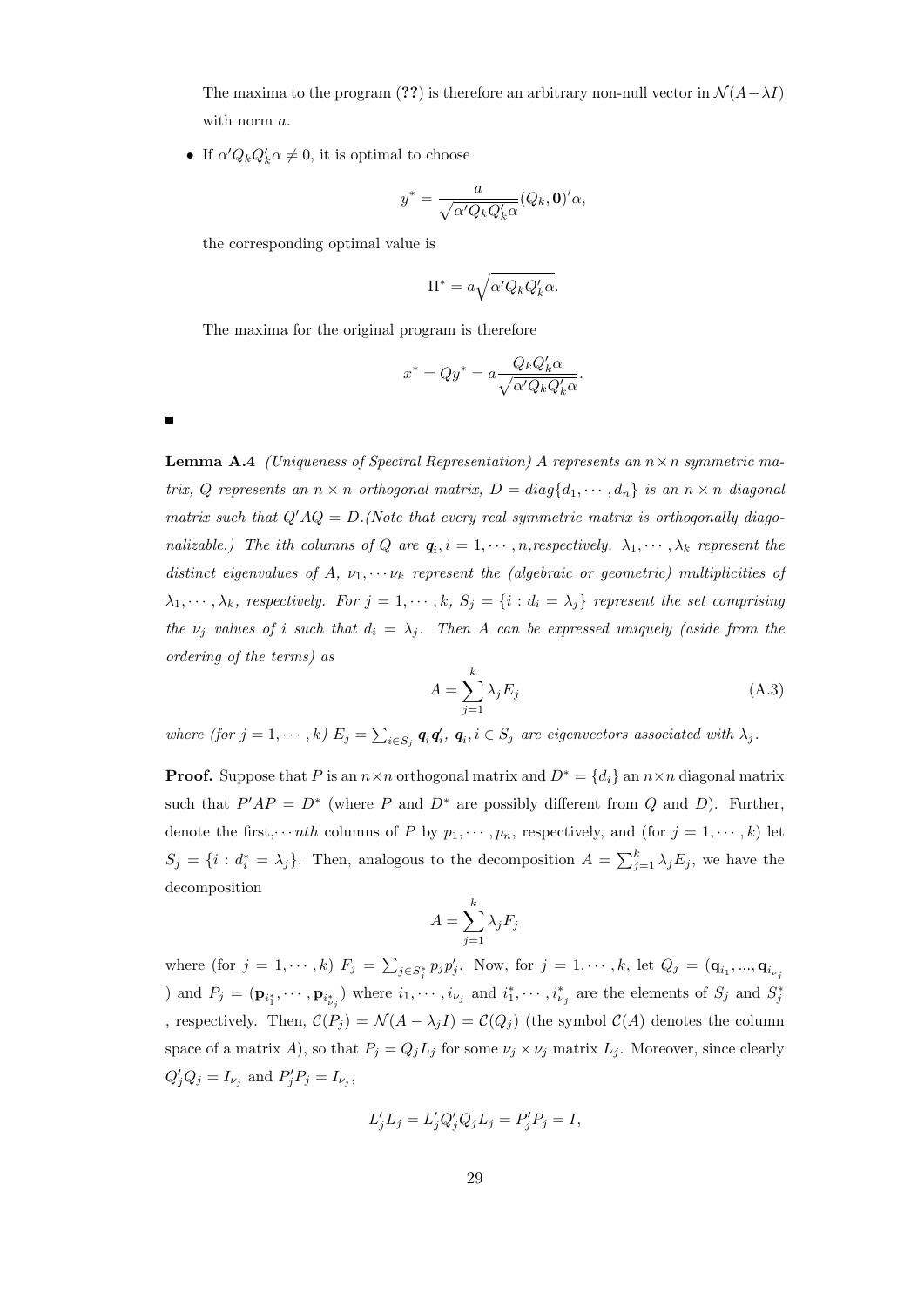The maxima to the program (**??**) is therefore an arbitrary non-null vector in $\mathcal{N}(A-\lambda I)$ with norm $a$.

- If $\alpha' Q_k Q_k' \alpha \neq 0$, it is optimal to choose

$$y^* = \frac{a}{\sqrt{\alpha' Q_k Q_k' \alpha}} (Q_k, \mathbf{0})' \alpha,$$

the corresponding optimal value is

$$\Pi^* = a\sqrt{\alpha' Q_k Q_k' \alpha}.$$

The maxima for the original program is therefore

$$x^* = Qy^* = a\frac{Q_k Q_k' \alpha}{\sqrt{\alpha' Q_k Q_k' \alpha}}.$$

■

**Lemma A.4** *(Uniqueness of Spectral Representation) A represents an $n \times n$ symmetric matrix, Q represents an $n \times n$ orthogonal matrix, $D = diag\{d_1, \cdots, d_n\}$ is an $n \times n$ diagonal matrix such that $Q'AQ = D$.(Note that every real symmetric matrix is orthogonally diagonalizable.) The ith columns of Q are $\boldsymbol{q}_i, i = 1, \cdots, n$,respectively. $\lambda_1, \cdots, \lambda_k$ represent the distinct eigenvalues of A, $\nu_1, \cdots \nu_k$ represent the (algebraic or geometric) multiplicities of $\lambda_1, \cdots, \lambda_k$, respectively. For $j = 1, \cdots, k$, $S_j = \{i : d_i = \lambda_j\}$ represent the set comprising the $\nu_j$ values of i such that $d_i = \lambda_j$. Then A can be expressed uniquely (aside from the ordering of the terms) as*

$$A = \sum_{j=1}^{k} \lambda_j E_j \tag{A.3}$$

*where (for $j = 1, \cdots, k$) $E_j = \sum_{i \in S_j} \boldsymbol{q}_i \boldsymbol{q}_i'$, $\boldsymbol{q}_i, i \in S_j$ are eigenvectors associated with $\lambda_j$.*

**Proof.** Suppose that $P$ is an $n \times n$ orthogonal matrix and $D^* = \{d_i\}$ an $n \times n$ diagonal matrix such that $P'AP = D^*$ (where $P$ and $D^*$ are possibly different from $Q$ and $D$). Further, denote the first,$\cdots nth$ columns of $P$ by $p_1, \cdots, p_n$, respectively, and (for $j = 1, \cdots, k$) let $S_j = \{i : d_i^* = \lambda_j\}$. Then, analogous to the decomposition $A = \sum_{j=1}^{k} \lambda_j E_j$, we have the decomposition

$$A = \sum_{j=1}^{k} \lambda_j F_j$$

where (for $j = 1, \cdots, k$) $F_j = \sum_{j \in S_j^*} p_j p_j'$. Now, for $j = 1, \cdots, k$, let $Q_j = (\mathbf{q}_{i_1}, ..., \mathbf{q}_{i_{\nu_j}})$ and $P_j = (\mathbf{p}_{i_1^*}, \cdots, \mathbf{p}_{i_{\nu_j}^*})$ where $i_1, \cdots, i_{\nu_j}$ and $i_1^*, \cdots, i_{\nu_j}^*$ are the elements of $S_j$ and $S_j^*$, respectively. Then, $\mathcal{C}(P_j) = \mathcal{N}(A - \lambda_j I) = \mathcal{C}(Q_j)$ (the symbol $\mathcal{C}(A)$ denotes the column space of a matrix $A$), so that $P_j = Q_j L_j$ for some $\nu_j \times \nu_j$ matrix $L_j$. Moreover, since clearly $Q_j' Q_j = I_{\nu_j}$ and $P_j' P_j = I_{\nu_j}$,

$$L_j' L_j = L_j' Q_j' Q_j L_j = P_j' P_j = I,$$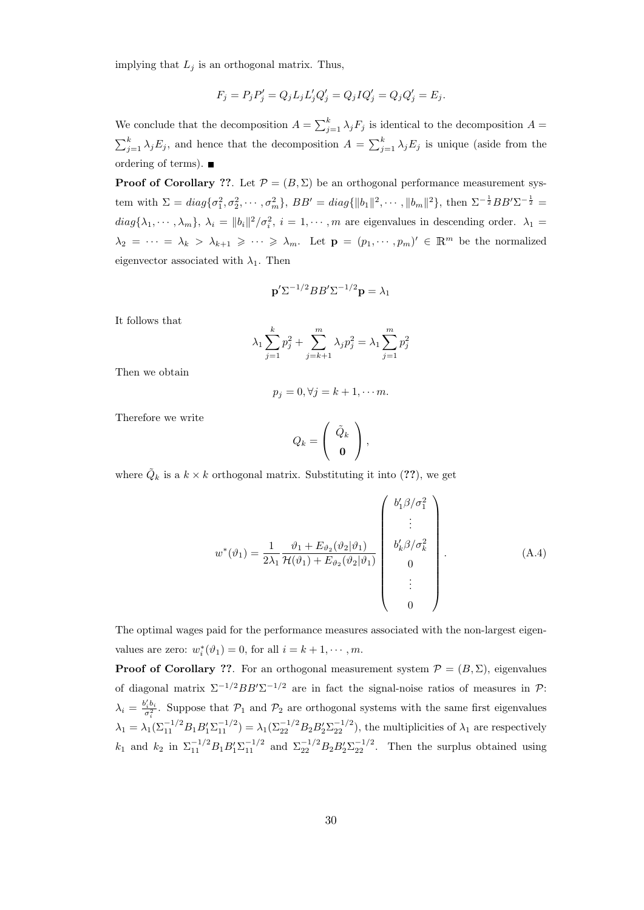implying that $L_j$ is an orthogonal matrix. Thus,

$$F_j = P_j P_j' = Q_j L_j L_j' Q_j' = Q_j I Q_j' = Q_j Q_j' = E_j.$$

We conclude that the decomposition $A = \sum_{j=1}^{k} \lambda_j F_j$ is identical to the decomposition $A = \sum_{j=1}^{k} \lambda_j E_j$, and hence that the decomposition $A = \sum_{j=1}^{k} \lambda_j E_j$ is unique (aside from the ordering of terms). ■

**Proof of Corollary ??**. Let $\mathcal{P} = (B, \Sigma)$ be an orthogonal performance measurement system with $\Sigma = diag\{\sigma_1^2, \sigma_2^2, \cdots, \sigma_m^2\}$, $BB' = diag\{\|b_1\|^2, \cdots, \|b_m\|^2\}$, then $\Sigma^{-\frac{1}{2}} BB' \Sigma^{-\frac{1}{2}} = diag\{\lambda_1, \cdots, \lambda_m\}$, $\lambda_i = \|b_i\|^2/\sigma_i^2$, $i = 1, \cdots, m$ are eigenvalues in descending order. $\lambda_1 = \lambda_2 = \cdots = \lambda_k > \lambda_{k+1} \geqslant \cdots \geqslant \lambda_m$. Let $\mathbf{p} = (p_1, \cdots, p_m)' \in \mathbb{R}^m$ be the normalized eigenvector associated with $\lambda_1$. Then

$$\mathbf{p}' \Sigma^{-1/2} BB' \Sigma^{-1/2} \mathbf{p} = \lambda_1$$

It follows that

$$\lambda_1 \sum_{j=1}^{k} p_j^2 + \sum_{j=k+1}^{m} \lambda_j p_j^2 = \lambda_1 \sum_{j=1}^{m} p_j^2$$

Then we obtain

$$p_j = 0, \forall j = k+1, \cdots m.$$

Therefore we write

$$Q_k = \begin{pmatrix} \tilde{Q}_k \\ \mathbf{0} \end{pmatrix},$$

where $\tilde{Q}_k$ is a $k \times k$ orthogonal matrix. Substituting it into (**??**), we get

$$w^*(\vartheta_1) = \frac{1}{2\lambda_1} \frac{\vartheta_1 + E_{\vartheta_2}(\vartheta_2|\vartheta_1)}{\mathcal{H}(\vartheta_1) + E_{\vartheta_2}(\vartheta_2|\vartheta_1)} \begin{pmatrix} b_1'\beta/\sigma_1^2 \\ \vdots \\ b_k'\beta/\sigma_k^2 \\ 0 \\ \vdots \\ 0 \end{pmatrix}. \tag{A.4}$$

The optimal wages paid for the performance measures associated with the non-largest eigenvalues are zero: $w_i^*(\vartheta_1) = 0$, for all $i = k+1, \cdots, m$.

**Proof of Corollary ??**. For an orthogonal measurement system $\mathcal{P} = (B, \Sigma)$, eigenvalues of diagonal matrix $\Sigma^{-1/2} BB' \Sigma^{-1/2}$ are in fact the signal-noise ratios of measures in $\mathcal{P}$: $\lambda_i = \frac{b_i' b_i}{\sigma_i^2}$. Suppose that $\mathcal{P}_1$ and $\mathcal{P}_2$ are orthogonal systems with the same first eigenvalues $\lambda_1 = \lambda_1(\Sigma_{11}^{-1/2} B_1 B_1' \Sigma_{11}^{-1/2}) = \lambda_1(\Sigma_{22}^{-1/2} B_2 B_2' \Sigma_{22}^{-1/2})$, the multiplicities of $\lambda_1$ are respectively $k_1$ and $k_2$ in $\Sigma_{11}^{-1/2} B_1 B_1' \Sigma_{11}^{-1/2}$ and $\Sigma_{22}^{-1/2} B_2 B_2' \Sigma_{22}^{-1/2}$. Then the surplus obtained using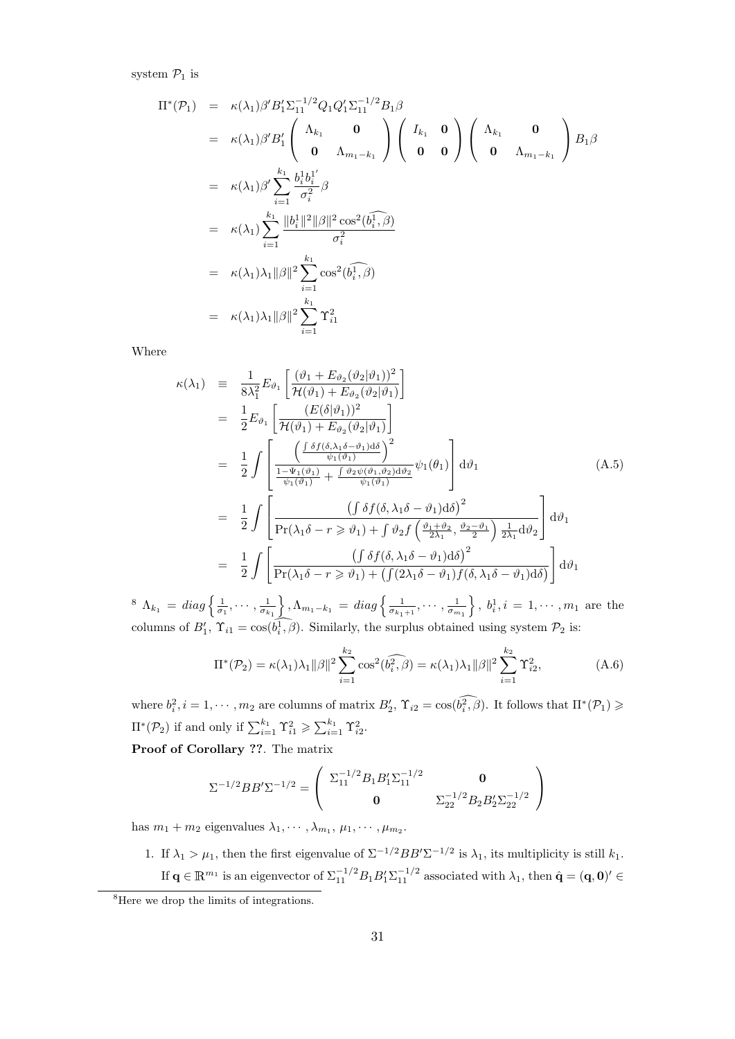system $\mathcal{P}_1$ is

$$
\begin{aligned}
\Pi^*(\mathcal{P}_1) &= \kappa(\lambda_1)\beta' B_1' \Sigma_{11}^{-1/2} Q_1 Q_1' \Sigma_{11}^{-1/2} B_1 \beta \\
&= \kappa(\lambda_1)\beta' B_1' \begin{pmatrix} \Lambda_{k_1} & \mathbf{0} \\ \mathbf{0} & \Lambda_{m_1-k_1} \end{pmatrix} \begin{pmatrix} I_{k_1} & \mathbf{0} \\ \mathbf{0} & \mathbf{0} \end{pmatrix} \begin{pmatrix} \Lambda_{k_1} & \mathbf{0} \\ \mathbf{0} & \Lambda_{m_1-k_1} \end{pmatrix} B_1 \beta \\
&= \kappa(\lambda_1)\beta' \sum_{i=1}^{k_1} \frac{b_i^1 b_i^{1'}}{\sigma_i^2} \beta \\
&= \kappa(\lambda_1) \sum_{i=1}^{k_1} \frac{\|b_i^1\|^2 \|\beta\|^2 \cos^2(\widehat{b_i^1, \beta})}{\sigma_i^2} \\
&= \kappa(\lambda_1)\lambda_1 \|\beta\|^2 \sum_{i=1}^{k_1} \cos^2(\widehat{b_i^1, \beta}) \\
&= \kappa(\lambda_1)\lambda_1 \|\beta\|^2 \sum_{i=1}^{k_1} \Upsilon_{i1}^2
\end{aligned}
$$

Where

$$
\begin{aligned}
\kappa(\lambda_1) &\equiv \frac{1}{8\lambda_1^2} E_{\vartheta_1}\left[\frac{(\vartheta_1 + E_{\vartheta_2}(\vartheta_2|\vartheta_1))^2}{\mathcal{H}(\vartheta_1) + E_{\vartheta_2}(\vartheta_2|\vartheta_1)}\right] \\
&= \frac{1}{2} E_{\vartheta_1}\left[\frac{(E(\delta|\vartheta_1))^2}{\mathcal{H}(\vartheta_1) + E_{\vartheta_2}(\vartheta_2|\vartheta_1)}\right] \\
&= \frac{1}{2}\int \left[\frac{\left(\frac{\int \delta f(\delta, \lambda_1\delta - \vartheta_1) \mathrm{d}\delta}{\psi_1(\vartheta_1)}\right)^2}{\frac{1-\Psi_1(\vartheta_1)}{\psi_1(\vartheta_1)} + \frac{\int \vartheta_2 \psi(\vartheta_1, \vartheta_2) \mathrm{d}\vartheta_2}{\psi_1(\vartheta_1)}} \psi_1(\theta_1)\right] \mathrm{d}\vartheta_1 \qquad \text{(A.5)} \\
&= \frac{1}{2}\int \left[\frac{\left(\int \delta f(\delta, \lambda_1\delta - \vartheta_1)\mathrm{d}\delta\right)^2}{\Pr(\lambda_1\delta - r \geqslant \vartheta_1) + \int \vartheta_2 f\left(\frac{\vartheta_1+\vartheta_2}{2\lambda_1}, \frac{\vartheta_2 - \vartheta_1}{2}\right)\frac{1}{2\lambda_1}\mathrm{d}\vartheta_2}\right] \mathrm{d}\vartheta_1 \\
&= \frac{1}{2}\int \left[\frac{\left(\int \delta f(\delta, \lambda_1\delta - \vartheta_1)\mathrm{d}\delta\right)^2}{\Pr(\lambda_1\delta - r \geqslant \vartheta_1) + \left(\int (2\lambda_1\delta - \vartheta_1) f(\delta, \lambda_1\delta - \vartheta_1)\mathrm{d}\delta\right)}\right] \mathrm{d}\vartheta_1
\end{aligned}
$$

[8] $\Lambda_{k_1} = diag\left\{\frac{1}{\sigma_1}, \cdots, \frac{1}{\sigma_{k_1}}\right\}, \Lambda_{m_1-k_1} = diag\left\{\frac{1}{\sigma_{k_1+1}}, \cdots, \frac{1}{\sigma_{m_1}}\right\}$, $b_i^1, i = 1, \cdots, m_1$ are the columns of $B_1'$, $\Upsilon_{i1} = \cos(\widehat{b_i^1, \beta})$. Similarly, the surplus obtained using system $\mathcal{P}_2$ is:

$$
\Pi^*(\mathcal{P}_2) = \kappa(\lambda_1)\lambda_1\|\beta\|^2 \sum_{i=1}^{k_2} \cos^2(\widehat{b_i^2, \beta}) = \kappa(\lambda_1)\lambda_1\|\beta\|^2 \sum_{i=1}^{k_2} \Upsilon_{i2}^2, \qquad \text{(A.6)}
$$

where $b_i^2, i = 1, \cdots, m_2$ are columns of matrix $B_2'$, $\Upsilon_{i2} = \cos(\widehat{b_i^2, \beta})$. It follows that $\Pi^*(\mathcal{P}_1) \geqslant \Pi^*(\mathcal{P}_2)$ if and only if $\sum_{i=1}^{k_1} \Upsilon_{i1}^2 \geqslant \sum_{i=1}^{k_1} \Upsilon_{i2}^2$.

**Proof of Corollary ??**. The matrix

$$
\Sigma^{-1/2} B B' \Sigma^{-1/2} = \begin{pmatrix} \Sigma_{11}^{-1/2} B_1 B_1' \Sigma_{11}^{-1/2} & \mathbf{0} \\ \mathbf{0} & \Sigma_{22}^{-1/2} B_2 B_2' \Sigma_{22}^{-1/2} \end{pmatrix}
$$

has $m_1 + m_2$ eigenvalues $\lambda_1, \cdots, \lambda_{m_1}, \mu_1, \cdots, \mu_{m_2}$.

1. If $\lambda_1 > \mu_1$, then the first eigenvalue of $\Sigma^{-1/2} B B' \Sigma^{-1/2}$ is $\lambda_1$, its multiplicity is still $k_1$. If $\mathbf{q} \in \mathbb{R}^{m_1}$ is an eigenvector of $\Sigma_{11}^{-1/2} B_1 B_1' \Sigma_{11}^{-1/2}$ associated with $\lambda_1$, then $\hat{\mathbf{q}} = (\mathbf{q}, \mathbf{0})' \in$

[8] Here we drop the limits of integrations.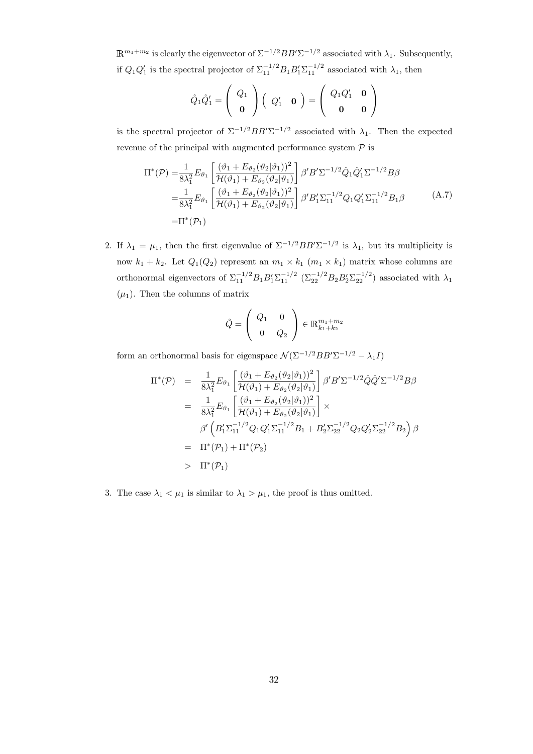$\mathbb{R}^{m_1+m_2}$ is clearly the eigenvector of $\Sigma^{-1/2}BB'\Sigma^{-1/2}$ associated with $\lambda_1$. Subsequently, if $Q_1Q_1'$ is the spectral projector of $\Sigma_{11}^{-1/2}B_1B_1'\Sigma_{11}^{-1/2}$ associated with $\lambda_1$, then

$$\hat{Q}_1\hat{Q}_1' = \begin{pmatrix} Q_1 \\ \mathbf{0} \end{pmatrix} \begin{pmatrix} Q_1' & \mathbf{0} \end{pmatrix} = \begin{pmatrix} Q_1Q_1' & \mathbf{0} \\ \mathbf{0} & \mathbf{0} \end{pmatrix}$$

is the spectral projector of $\Sigma^{-1/2}BB'\Sigma^{-1/2}$ associated with $\lambda_1$. Then the expected revenue of the principal with augmented performance system $\mathcal{P}$ is

$$\begin{aligned}
\Pi^*(\mathcal{P}) =& \frac{1}{8\lambda_1^2}E_{\vartheta_1}\left[\frac{(\vartheta_1 + E_{\vartheta_2}(\vartheta_2|\vartheta_1))^2}{\mathcal{H}(\vartheta_1) + E_{\vartheta_2}(\vartheta_2|\vartheta_1)}\right]\beta'B'\Sigma^{-1/2}\hat{Q}_1\hat{Q}_1'\Sigma^{-1/2}B\beta \\
=& \frac{1}{8\lambda_1^2}E_{\vartheta_1}\left[\frac{(\vartheta_1 + E_{\vartheta_2}(\vartheta_2|\vartheta_1))^2}{\mathcal{H}(\vartheta_1) + E_{\vartheta_2}(\vartheta_2|\vartheta_1)}\right]\beta'B_1'\Sigma_{11}^{-1/2}Q_1Q_1'\Sigma_{11}^{-1/2}B_1\beta \\
=& \Pi^*(\mathcal{P}_1)
\end{aligned} \tag{A.7}$$

2. If $\lambda_1 = \mu_1$, then the first eigenvalue of $\Sigma^{-1/2}BB'\Sigma^{-1/2}$ is $\lambda_1$, but its multiplicity is now $k_1 + k_2$. Let $Q_1(Q_2)$ represent an $m_1 \times k_1$ ($m_1 \times k_1$) matrix whose columns are orthonormal eigenvectors of $\Sigma_{11}^{-1/2}B_1B_1'\Sigma_{11}^{-1/2}$ ($\Sigma_{22}^{-1/2}B_2B_2'\Sigma_{22}^{-1/2}$) associated with $\lambda_1$ ($\mu_1$). Then the columns of matrix

$$\hat{Q} = \begin{pmatrix} Q_1 & 0 \\ 0 & Q_2 \end{pmatrix} \in \mathbb{R}_{k_1+k_2}^{m_1+m_2}$$

form an orthonormal basis for eigenspace $\mathcal{N}(\Sigma^{-1/2}BB'\Sigma^{-1/2} - \lambda_1 I)$

$$\begin{aligned}
\Pi^*(\mathcal{P}) &= \frac{1}{8\lambda_1^2}E_{\vartheta_1}\left[\frac{(\vartheta_1 + E_{\vartheta_2}(\vartheta_2|\vartheta_1))^2}{\mathcal{H}(\vartheta_1) + E_{\vartheta_2}(\vartheta_2|\vartheta_1)}\right]\beta'B'\Sigma^{-1/2}\hat{Q}\hat{Q}'\Sigma^{-1/2}B\beta \\
&= \frac{1}{8\lambda_1^2}E_{\vartheta_1}\left[\frac{(\vartheta_1 + E_{\vartheta_2}(\vartheta_2|\vartheta_1))^2}{\mathcal{H}(\vartheta_1) + E_{\vartheta_2}(\vartheta_2|\vartheta_1)}\right] \times \\
&\quad \beta'\left(B_1'\Sigma_{11}^{-1/2}Q_1Q_1'\Sigma_{11}^{-1/2}B_1 + B_2'\Sigma_{22}^{-1/2}Q_2Q_2'\Sigma_{22}^{-1/2}B_2\right)\beta \\
&= \Pi^*(\mathcal{P}_1) + \Pi^*(\mathcal{P}_2) \\
&> \Pi^*(\mathcal{P}_1)
\end{aligned}$$

3. The case $\lambda_1 < \mu_1$ is similar to $\lambda_1 > \mu_1$, the proof is thus omitted.